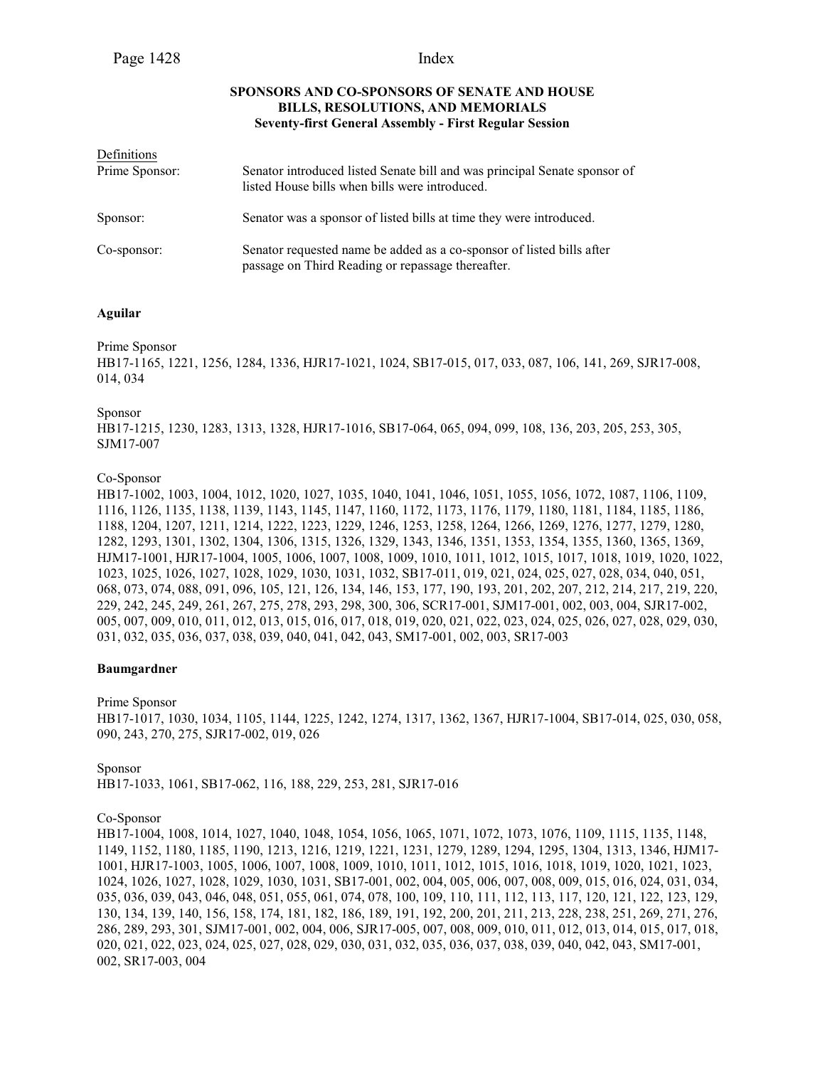### SPONSORS AND CO-SPONSORS OF SENATE AND HOUSE BILLS, RESOLUTIONS, AND MEMORIALS
**Seventy-first General Assembly - First Regular Session**

Definitions

Prime Sponsor: Senator introduced listed Senate bill and was principal Senate sponsor of listed House bills when bills were introduced.

Sponsor: Senator was a sponsor of listed bills at time they were introduced.

Co-sponsor: Senator requested name be added as a co-sponsor of listed bills after passage on Third Reading or repassage thereafter.

**Aguilar**

Prime Sponsor
HB17-1165, 1221, 1256, 1284, 1336, HJR17-1021, 1024, SB17-015, 017, 033, 087, 106, 141, 269, SJR17-008, 014, 034

Sponsor
HB17-1215, 1230, 1283, 1313, 1328, HJR17-1016, SB17-064, 065, 094, 099, 108, 136, 203, 205, 253, 305, SJM17-007

Co-Sponsor
HB17-1002, 1003, 1004, 1012, 1020, 1027, 1035, 1040, 1041, 1046, 1051, 1055, 1056, 1072, 1087, 1106, 1109, 1116, 1126, 1135, 1138, 1139, 1143, 1145, 1147, 1160, 1172, 1173, 1176, 1179, 1180, 1181, 1184, 1185, 1186, 1188, 1204, 1207, 1211, 1214, 1222, 1223, 1229, 1246, 1253, 1258, 1264, 1266, 1269, 1276, 1277, 1279, 1280, 1282, 1293, 1301, 1302, 1304, 1306, 1315, 1326, 1329, 1343, 1346, 1351, 1353, 1354, 1355, 1360, 1365, 1369, HJM17-1001, HJR17-1004, 1005, 1006, 1007, 1008, 1009, 1010, 1011, 1012, 1015, 1017, 1018, 1019, 1020, 1022, 1023, 1025, 1026, 1027, 1028, 1029, 1030, 1031, 1032, SB17-011, 019, 021, 024, 025, 027, 028, 034, 040, 051, 068, 073, 074, 088, 091, 096, 105, 121, 126, 134, 146, 153, 177, 190, 193, 201, 202, 207, 212, 214, 217, 219, 220, 229, 242, 245, 249, 261, 267, 275, 278, 293, 298, 300, 306, SCR17-001, SJM17-001, 002, 003, 004, SJR17-002, 005, 007, 009, 010, 011, 012, 013, 015, 016, 017, 018, 019, 020, 021, 022, 023, 024, 025, 026, 027, 028, 029, 030, 031, 032, 035, 036, 037, 038, 039, 040, 041, 042, 043, SM17-001, 002, 003, SR17-003

**Baumgardner**

Prime Sponsor
HB17-1017, 1030, 1034, 1105, 1144, 1225, 1242, 1274, 1317, 1362, 1367, HJR17-1004, SB17-014, 025, 030, 058, 090, 243, 270, 275, SJR17-002, 019, 026

Sponsor
HB17-1033, 1061, SB17-062, 116, 188, 229, 253, 281, SJR17-016

Co-Sponsor
HB17-1004, 1008, 1014, 1027, 1040, 1048, 1054, 1056, 1065, 1071, 1072, 1073, 1076, 1109, 1115, 1135, 1148, 1149, 1152, 1180, 1185, 1190, 1213, 1216, 1219, 1221, 1231, 1279, 1289, 1294, 1295, 1304, 1313, 1346, HJM17-1001, HJR17-1003, 1005, 1006, 1007, 1008, 1009, 1010, 1011, 1012, 1015, 1016, 1018, 1019, 1020, 1021, 1023, 1024, 1026, 1027, 1028, 1029, 1030, 1031, SB17-001, 002, 004, 005, 006, 007, 008, 009, 015, 016, 024, 031, 034, 035, 036, 039, 043, 046, 048, 051, 055, 061, 074, 078, 100, 109, 110, 111, 112, 113, 117, 120, 121, 122, 123, 129, 130, 134, 139, 140, 156, 158, 174, 181, 182, 186, 189, 191, 192, 200, 201, 211, 213, 228, 238, 251, 269, 271, 276, 286, 289, 293, 301, SJM17-001, 002, 004, 006, SJR17-005, 007, 008, 009, 010, 011, 012, 013, 014, 015, 017, 018, 020, 021, 022, 023, 024, 025, 027, 028, 029, 030, 031, 032, 035, 036, 037, 038, 039, 040, 042, 043, SM17-001, 002, SR17-003, 004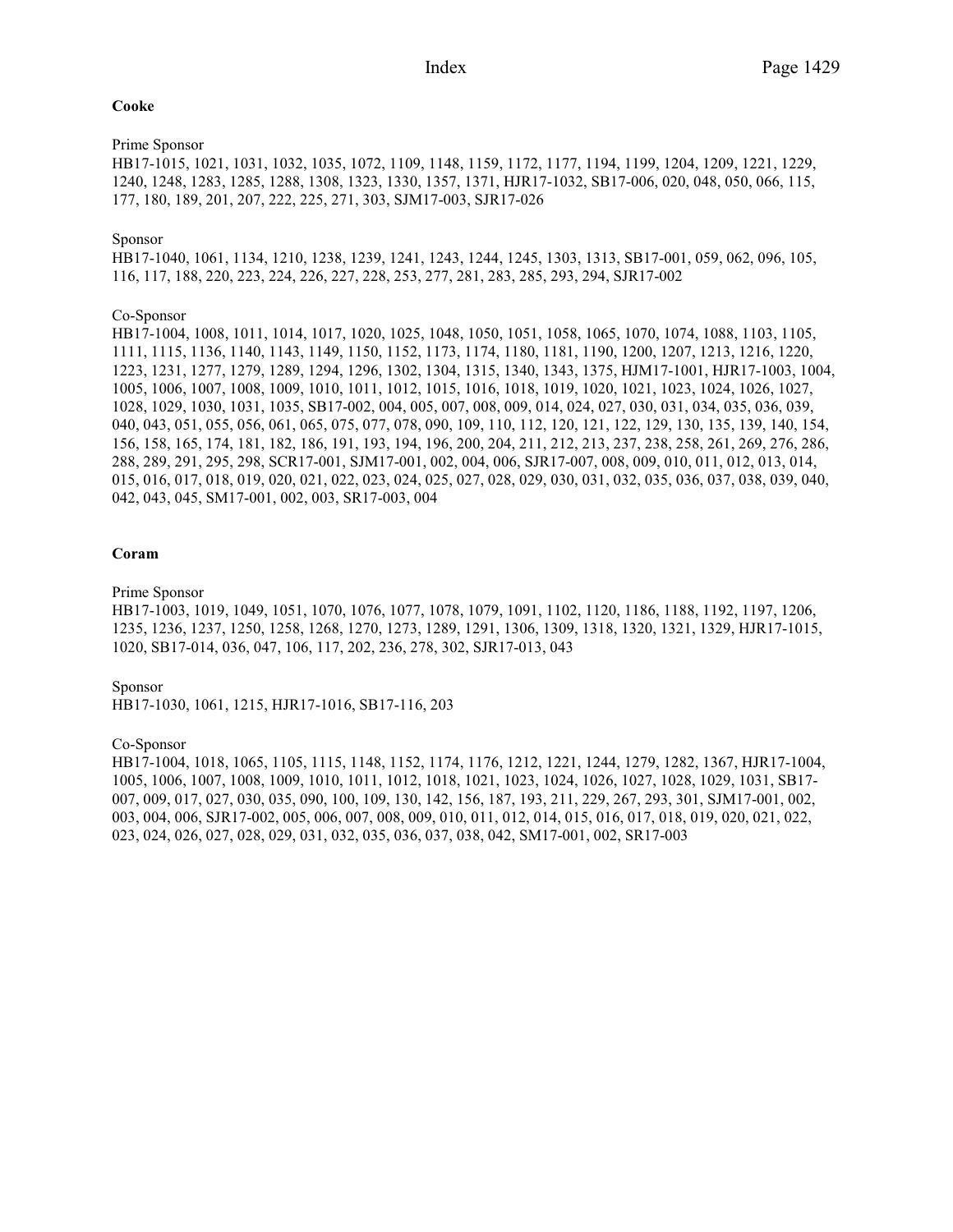**Cooke**

Prime Sponsor
HB17-1015, 1021, 1031, 1032, 1035, 1072, 1109, 1148, 1159, 1172, 1177, 1194, 1199, 1204, 1209, 1221, 1229, 1240, 1248, 1283, 1285, 1288, 1308, 1323, 1330, 1357, 1371, HJR17-1032, SB17-006, 020, 048, 050, 066, 115, 177, 180, 189, 201, 207, 222, 225, 271, 303, SJM17-003, SJR17-026

Sponsor
HB17-1040, 1061, 1134, 1210, 1238, 1239, 1241, 1243, 1244, 1245, 1303, 1313, SB17-001, 059, 062, 096, 105, 116, 117, 188, 220, 223, 224, 226, 227, 228, 253, 277, 281, 283, 285, 293, 294, SJR17-002

Co-Sponsor
HB17-1004, 1008, 1011, 1014, 1017, 1020, 1025, 1048, 1050, 1051, 1058, 1065, 1070, 1074, 1088, 1103, 1105, 1111, 1115, 1136, 1140, 1143, 1149, 1150, 1152, 1173, 1174, 1180, 1181, 1190, 1200, 1207, 1213, 1216, 1220, 1223, 1231, 1277, 1279, 1289, 1294, 1296, 1302, 1304, 1315, 1340, 1343, 1375, HJM17-1001, HJR17-1003, 1004, 1005, 1006, 1007, 1008, 1009, 1010, 1011, 1012, 1015, 1016, 1018, 1019, 1020, 1021, 1023, 1024, 1026, 1027, 1028, 1029, 1030, 1031, 1035, SB17-002, 004, 005, 007, 008, 009, 014, 024, 027, 030, 031, 034, 035, 036, 039, 040, 043, 051, 055, 056, 061, 065, 075, 077, 078, 090, 109, 110, 112, 120, 121, 122, 129, 130, 135, 139, 140, 154, 156, 158, 165, 174, 181, 182, 186, 191, 193, 194, 196, 200, 204, 211, 212, 213, 237, 238, 258, 261, 269, 276, 286, 288, 289, 291, 295, 298, SCR17-001, SJM17-001, 002, 004, 006, SJR17-007, 008, 009, 010, 011, 012, 013, 014, 015, 016, 017, 018, 019, 020, 021, 022, 023, 024, 025, 027, 028, 029, 030, 031, 032, 035, 036, 037, 038, 039, 040, 042, 043, 045, SM17-001, 002, 003, SR17-003, 004

**Coram**

Prime Sponsor
HB17-1003, 1019, 1049, 1051, 1070, 1076, 1077, 1078, 1079, 1091, 1102, 1120, 1186, 1188, 1192, 1197, 1206, 1235, 1236, 1237, 1250, 1258, 1268, 1270, 1273, 1289, 1291, 1306, 1309, 1318, 1320, 1321, 1329, HJR17-1015, 1020, SB17-014, 036, 047, 106, 117, 202, 236, 278, 302, SJR17-013, 043

Sponsor
HB17-1030, 1061, 1215, HJR17-1016, SB17-116, 203

Co-Sponsor
HB17-1004, 1018, 1065, 1105, 1115, 1148, 1152, 1174, 1176, 1212, 1221, 1244, 1279, 1282, 1367, HJR17-1004, 1005, 1006, 1007, 1008, 1009, 1010, 1011, 1012, 1018, 1021, 1023, 1024, 1026, 1027, 1028, 1029, 1031, SB17-007, 009, 017, 027, 030, 035, 090, 100, 109, 130, 142, 156, 187, 193, 211, 229, 267, 293, 301, SJM17-001, 002, 003, 004, 006, SJR17-002, 005, 006, 007, 008, 009, 010, 011, 012, 014, 015, 016, 017, 018, 019, 020, 021, 022, 023, 024, 026, 027, 028, 029, 031, 032, 035, 036, 037, 038, 042, SM17-001, 002, SR17-003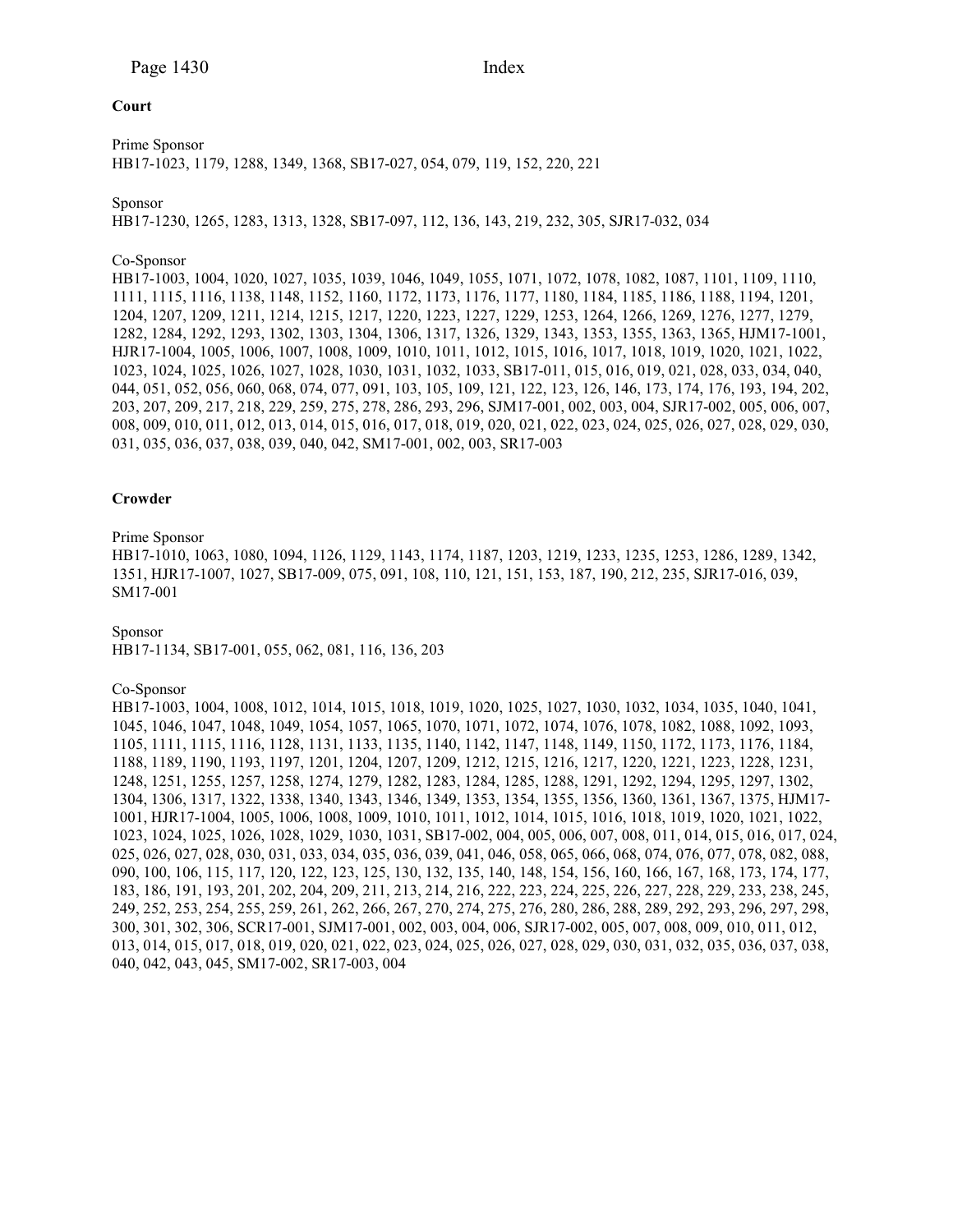**Court**

Prime Sponsor
HB17-1023, 1179, 1288, 1349, 1368, SB17-027, 054, 079, 119, 152, 220, 221

Sponsor
HB17-1230, 1265, 1283, 1313, 1328, SB17-097, 112, 136, 143, 219, 232, 305, SJR17-032, 034

Co-Sponsor
HB17-1003, 1004, 1020, 1027, 1035, 1039, 1046, 1049, 1055, 1071, 1072, 1078, 1082, 1087, 1101, 1109, 1110, 1111, 1115, 1116, 1138, 1148, 1152, 1160, 1172, 1173, 1176, 1177, 1180, 1184, 1185, 1186, 1188, 1194, 1201, 1204, 1207, 1209, 1211, 1214, 1215, 1217, 1220, 1223, 1227, 1229, 1253, 1264, 1266, 1269, 1276, 1277, 1279, 1282, 1284, 1292, 1293, 1302, 1303, 1304, 1306, 1317, 1326, 1329, 1343, 1353, 1355, 1363, 1365, HJM17-1001, HJR17-1004, 1005, 1006, 1007, 1008, 1009, 1010, 1011, 1012, 1015, 1016, 1017, 1018, 1019, 1020, 1021, 1022, 1023, 1024, 1025, 1026, 1027, 1028, 1030, 1031, 1032, 1033, SB17-011, 015, 016, 019, 021, 028, 033, 034, 040, 044, 051, 052, 056, 060, 068, 074, 077, 091, 103, 105, 109, 121, 122, 123, 126, 146, 173, 174, 176, 193, 194, 202, 203, 207, 209, 217, 218, 229, 259, 275, 278, 286, 293, 296, SJM17-001, 002, 003, 004, SJR17-002, 005, 006, 007, 008, 009, 010, 011, 012, 013, 014, 015, 016, 017, 018, 019, 020, 021, 022, 023, 024, 025, 026, 027, 028, 029, 030, 031, 035, 036, 037, 038, 039, 040, 042, SM17-001, 002, 003, SR17-003

**Crowder**

Prime Sponsor
HB17-1010, 1063, 1080, 1094, 1126, 1129, 1143, 1174, 1187, 1203, 1219, 1233, 1235, 1253, 1286, 1289, 1342, 1351, HJR17-1007, 1027, SB17-009, 075, 091, 108, 110, 121, 151, 153, 187, 190, 212, 235, SJR17-016, 039, SM17-001

Sponsor
HB17-1134, SB17-001, 055, 062, 081, 116, 136, 203

Co-Sponsor
HB17-1003, 1004, 1008, 1012, 1014, 1015, 1018, 1019, 1020, 1025, 1027, 1030, 1032, 1034, 1035, 1040, 1041, 1045, 1046, 1047, 1048, 1049, 1054, 1057, 1065, 1070, 1071, 1072, 1074, 1076, 1078, 1082, 1088, 1092, 1093, 1105, 1111, 1115, 1116, 1128, 1131, 1133, 1135, 1140, 1142, 1147, 1148, 1149, 1150, 1172, 1173, 1176, 1184, 1188, 1189, 1190, 1193, 1197, 1201, 1204, 1207, 1209, 1212, 1215, 1216, 1217, 1220, 1221, 1223, 1228, 1231, 1248, 1251, 1255, 1257, 1258, 1274, 1279, 1282, 1283, 1284, 1285, 1288, 1291, 1292, 1294, 1295, 1297, 1302, 1304, 1306, 1317, 1322, 1338, 1340, 1343, 1346, 1349, 1353, 1354, 1355, 1356, 1360, 1361, 1367, 1375, HJM17-1001, HJR17-1004, 1005, 1006, 1008, 1009, 1010, 1011, 1012, 1014, 1015, 1016, 1018, 1019, 1020, 1021, 1022, 1023, 1024, 1025, 1026, 1028, 1029, 1030, 1031, SB17-002, 004, 005, 006, 007, 008, 011, 014, 015, 016, 017, 024, 025, 026, 027, 028, 030, 031, 033, 034, 035, 036, 039, 041, 046, 058, 065, 066, 068, 074, 076, 077, 078, 082, 088, 090, 100, 106, 115, 117, 120, 122, 123, 125, 130, 132, 135, 140, 148, 154, 156, 160, 166, 167, 168, 173, 174, 177, 183, 186, 191, 193, 201, 202, 204, 209, 211, 213, 214, 216, 222, 223, 224, 225, 226, 227, 228, 229, 233, 238, 245, 249, 252, 253, 254, 255, 259, 261, 262, 266, 267, 270, 274, 275, 276, 280, 286, 288, 289, 292, 293, 296, 297, 298, 300, 301, 302, 306, SCR17-001, SJM17-001, 002, 003, 004, 006, SJR17-002, 005, 007, 008, 009, 010, 011, 012, 013, 014, 015, 017, 018, 019, 020, 021, 022, 023, 024, 025, 026, 027, 028, 029, 030, 031, 032, 035, 036, 037, 038, 040, 042, 043, 045, SM17-002, SR17-003, 004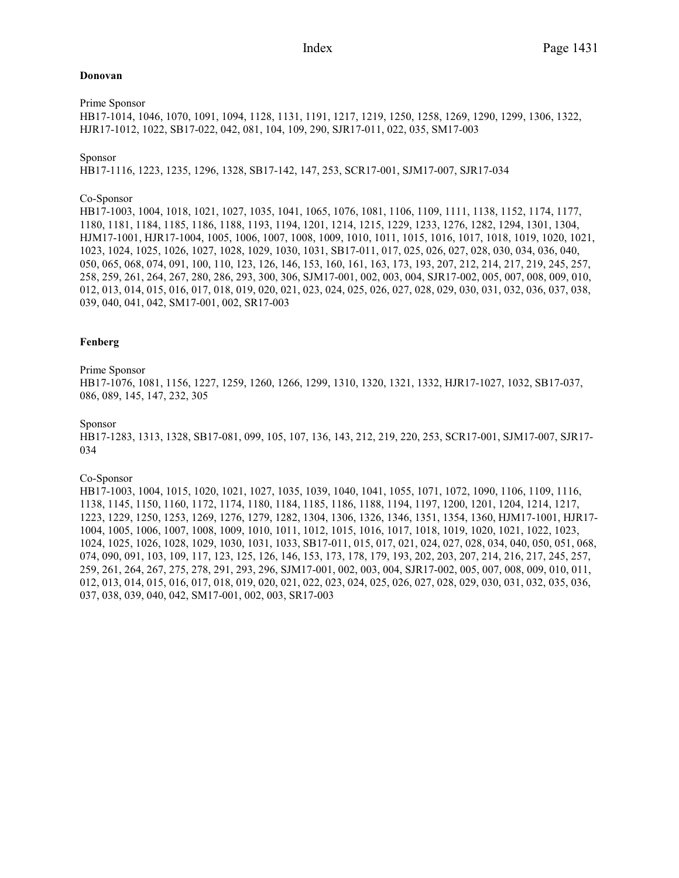**Donovan**

Prime Sponsor
HB17-1014, 1046, 1070, 1091, 1094, 1128, 1131, 1191, 1217, 1219, 1250, 1258, 1269, 1290, 1299, 1306, 1322, HJR17-1012, 1022, SB17-022, 042, 081, 104, 109, 290, SJR17-011, 022, 035, SM17-003

Sponsor
HB17-1116, 1223, 1235, 1296, 1328, SB17-142, 147, 253, SCR17-001, SJM17-007, SJR17-034

Co-Sponsor
HB17-1003, 1004, 1018, 1021, 1027, 1035, 1041, 1065, 1076, 1081, 1106, 1109, 1111, 1138, 1152, 1174, 1177, 1180, 1181, 1184, 1185, 1186, 1188, 1193, 1194, 1201, 1214, 1215, 1229, 1233, 1276, 1282, 1294, 1301, 1304, HJM17-1001, HJR17-1004, 1005, 1006, 1007, 1008, 1009, 1010, 1011, 1015, 1016, 1017, 1018, 1019, 1020, 1021, 1023, 1024, 1025, 1026, 1027, 1028, 1029, 1030, 1031, SB17-011, 017, 025, 026, 027, 028, 030, 034, 036, 040, 050, 065, 068, 074, 091, 100, 110, 123, 126, 146, 153, 160, 161, 163, 173, 193, 207, 212, 214, 217, 219, 245, 257, 258, 259, 261, 264, 267, 280, 286, 293, 300, 306, SJM17-001, 002, 003, 004, SJR17-002, 005, 007, 008, 009, 010, 012, 013, 014, 015, 016, 017, 018, 019, 020, 021, 023, 024, 025, 026, 027, 028, 029, 030, 031, 032, 036, 037, 038, 039, 040, 041, 042, SM17-001, 002, SR17-003

**Fenberg**

Prime Sponsor
HB17-1076, 1081, 1156, 1227, 1259, 1260, 1266, 1299, 1310, 1320, 1321, 1332, HJR17-1027, 1032, SB17-037, 086, 089, 145, 147, 232, 305

Sponsor
HB17-1283, 1313, 1328, SB17-081, 099, 105, 107, 136, 143, 212, 219, 220, 253, SCR17-001, SJM17-007, SJR17-034

Co-Sponsor
HB17-1003, 1004, 1015, 1020, 1021, 1027, 1035, 1039, 1040, 1041, 1055, 1071, 1072, 1090, 1106, 1109, 1116, 1138, 1145, 1150, 1160, 1172, 1174, 1180, 1184, 1185, 1186, 1188, 1194, 1197, 1200, 1201, 1204, 1214, 1217, 1223, 1229, 1250, 1253, 1269, 1276, 1279, 1282, 1304, 1306, 1326, 1346, 1351, 1354, 1360, HJM17-1001, HJR17-1004, 1005, 1006, 1007, 1008, 1009, 1010, 1011, 1012, 1015, 1016, 1017, 1018, 1019, 1020, 1021, 1022, 1023, 1024, 1025, 1026, 1028, 1029, 1030, 1031, 1033, SB17-011, 015, 017, 021, 024, 027, 028, 034, 040, 050, 051, 068, 074, 090, 091, 103, 109, 117, 123, 125, 126, 146, 153, 173, 178, 179, 193, 202, 203, 207, 214, 216, 217, 245, 257, 259, 261, 264, 267, 275, 278, 291, 293, 296, SJM17-001, 002, 003, 004, SJR17-002, 005, 007, 008, 009, 010, 011, 012, 013, 014, 015, 016, 017, 018, 019, 020, 021, 022, 023, 024, 025, 026, 027, 028, 029, 030, 031, 032, 035, 036, 037, 038, 039, 040, 042, SM17-001, 002, 003, SR17-003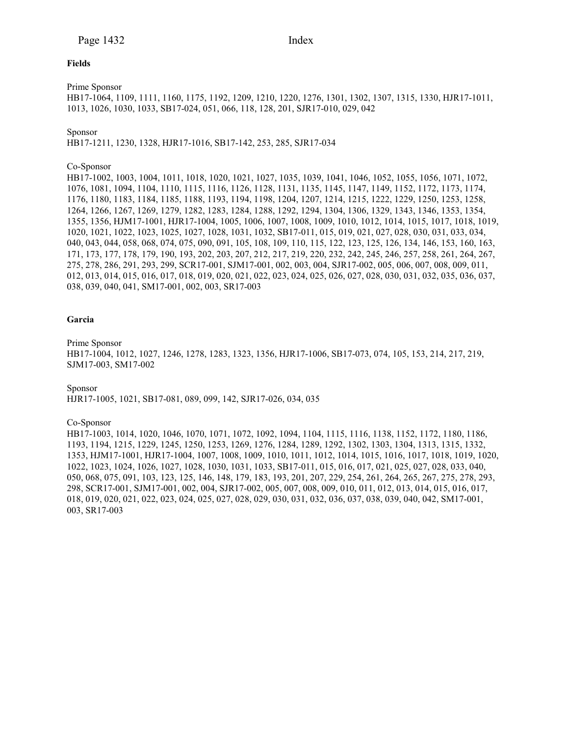**Fields**

Prime Sponsor
HB17-1064, 1109, 1111, 1160, 1175, 1192, 1209, 1210, 1220, 1276, 1301, 1302, 1307, 1315, 1330, HJR17-1011, 1013, 1026, 1030, 1033, SB17-024, 051, 066, 118, 128, 201, SJR17-010, 029, 042

Sponsor
HB17-1211, 1230, 1328, HJR17-1016, SB17-142, 253, 285, SJR17-034

Co-Sponsor
HB17-1002, 1003, 1004, 1011, 1018, 1020, 1021, 1027, 1035, 1039, 1041, 1046, 1052, 1055, 1056, 1071, 1072, 1076, 1081, 1094, 1104, 1110, 1115, 1116, 1126, 1128, 1131, 1135, 1145, 1147, 1149, 1152, 1172, 1173, 1174, 1176, 1180, 1183, 1184, 1185, 1188, 1193, 1194, 1198, 1204, 1207, 1214, 1215, 1222, 1229, 1250, 1253, 1258, 1264, 1266, 1267, 1269, 1279, 1282, 1283, 1284, 1288, 1292, 1294, 1304, 1306, 1329, 1343, 1346, 1353, 1354, 1355, 1356, HJM17-1001, HJR17-1004, 1005, 1006, 1007, 1008, 1009, 1010, 1012, 1014, 1015, 1017, 1018, 1019, 1020, 1021, 1022, 1023, 1025, 1027, 1028, 1031, 1032, SB17-011, 015, 019, 021, 027, 028, 030, 031, 033, 034, 040, 043, 044, 058, 068, 074, 075, 090, 091, 105, 108, 109, 110, 115, 122, 123, 125, 126, 134, 146, 153, 160, 163, 171, 173, 177, 178, 179, 190, 193, 202, 203, 207, 212, 217, 219, 220, 232, 242, 245, 246, 257, 258, 261, 264, 267, 275, 278, 286, 291, 293, 299, SCR17-001, SJM17-001, 002, 003, 004, SJR17-002, 005, 006, 007, 008, 009, 011, 012, 013, 014, 015, 016, 017, 018, 019, 020, 021, 022, 023, 024, 025, 026, 027, 028, 030, 031, 032, 035, 036, 037, 038, 039, 040, 041, SM17-001, 002, 003, SR17-003

**Garcia**

Prime Sponsor
HB17-1004, 1012, 1027, 1246, 1278, 1283, 1323, 1356, HJR17-1006, SB17-073, 074, 105, 153, 214, 217, 219, SJM17-003, SM17-002

Sponsor
HJR17-1005, 1021, SB17-081, 089, 099, 142, SJR17-026, 034, 035

Co-Sponsor
HB17-1003, 1014, 1020, 1046, 1070, 1071, 1072, 1092, 1094, 1104, 1115, 1116, 1138, 1152, 1172, 1180, 1186, 1193, 1194, 1215, 1229, 1245, 1250, 1253, 1269, 1276, 1284, 1289, 1292, 1302, 1303, 1304, 1313, 1315, 1332, 1353, HJM17-1001, HJR17-1004, 1007, 1008, 1009, 1010, 1011, 1012, 1014, 1015, 1016, 1017, 1018, 1019, 1020, 1022, 1023, 1024, 1026, 1027, 1028, 1030, 1031, 1033, SB17-011, 015, 016, 017, 021, 025, 027, 028, 033, 040, 050, 068, 075, 091, 103, 123, 125, 146, 148, 179, 183, 193, 201, 207, 229, 254, 261, 264, 265, 267, 275, 278, 293, 298, SCR17-001, SJM17-001, 002, 004, SJR17-002, 005, 007, 008, 009, 010, 011, 012, 013, 014, 015, 016, 017, 018, 019, 020, 021, 022, 023, 024, 025, 027, 028, 029, 030, 031, 032, 036, 037, 038, 039, 040, 042, SM17-001, 003, SR17-003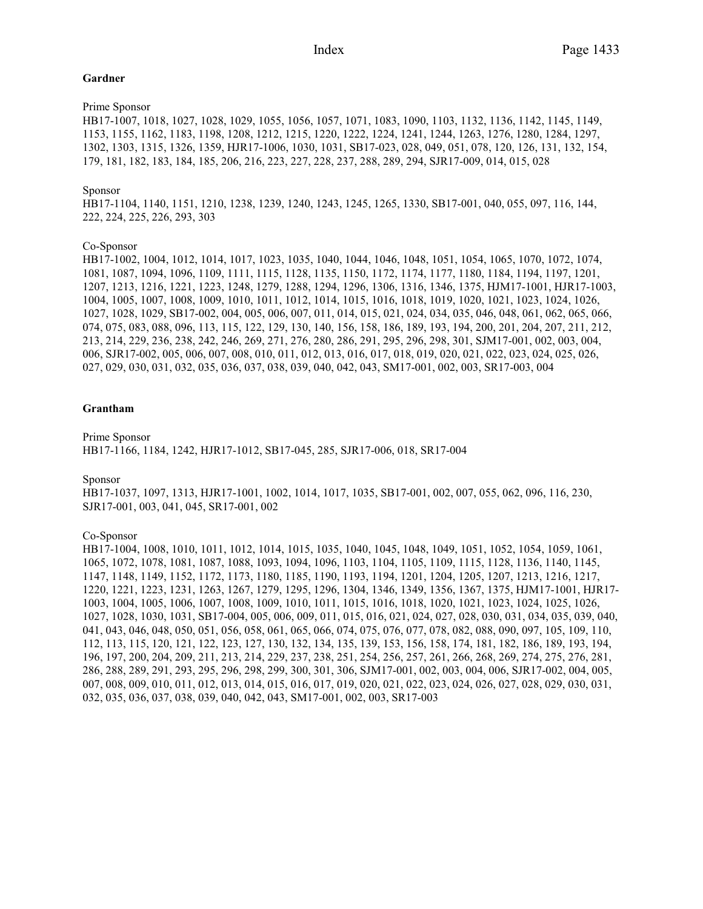**Gardner**

Prime Sponsor
HB17-1007, 1018, 1027, 1028, 1029, 1055, 1056, 1057, 1071, 1083, 1090, 1103, 1132, 1136, 1142, 1145, 1149, 1153, 1155, 1162, 1183, 1198, 1208, 1212, 1215, 1220, 1222, 1224, 1241, 1244, 1263, 1276, 1280, 1284, 1297, 1302, 1303, 1315, 1326, 1359, HJR17-1006, 1030, 1031, SB17-023, 028, 049, 051, 078, 120, 126, 131, 132, 154, 179, 181, 182, 183, 184, 185, 206, 216, 223, 227, 228, 237, 288, 289, 294, SJR17-009, 014, 015, 028

Sponsor
HB17-1104, 1140, 1151, 1210, 1238, 1239, 1240, 1243, 1245, 1265, 1330, SB17-001, 040, 055, 097, 116, 144, 222, 224, 225, 226, 293, 303

Co-Sponsor
HB17-1002, 1004, 1012, 1014, 1017, 1023, 1035, 1040, 1044, 1046, 1048, 1051, 1054, 1065, 1070, 1072, 1074, 1081, 1087, 1094, 1096, 1109, 1111, 1115, 1128, 1135, 1150, 1172, 1174, 1177, 1180, 1184, 1194, 1197, 1201, 1207, 1213, 1216, 1221, 1223, 1248, 1279, 1288, 1294, 1296, 1306, 1316, 1346, 1375, HJM17-1001, HJR17-1003, 1004, 1005, 1007, 1008, 1009, 1010, 1011, 1012, 1014, 1015, 1016, 1018, 1019, 1020, 1021, 1023, 1024, 1026, 1027, 1028, 1029, SB17-002, 004, 005, 006, 007, 011, 014, 015, 021, 024, 034, 035, 046, 048, 061, 062, 065, 066, 074, 075, 083, 088, 096, 113, 115, 122, 129, 130, 140, 156, 158, 186, 189, 193, 194, 200, 201, 204, 207, 211, 212, 213, 214, 229, 236, 238, 242, 246, 269, 271, 276, 280, 286, 291, 295, 296, 298, 301, SJM17-001, 002, 003, 004, 006, SJR17-002, 005, 006, 007, 008, 010, 011, 012, 013, 016, 017, 018, 019, 020, 021, 022, 023, 024, 025, 026, 027, 029, 030, 031, 032, 035, 036, 037, 038, 039, 040, 042, 043, SM17-001, 002, 003, SR17-003, 004

**Grantham**

Prime Sponsor
HB17-1166, 1184, 1242, HJR17-1012, SB17-045, 285, SJR17-006, 018, SR17-004

Sponsor
HB17-1037, 1097, 1313, HJR17-1001, 1002, 1014, 1017, 1035, SB17-001, 002, 007, 055, 062, 096, 116, 230, SJR17-001, 003, 041, 045, SR17-001, 002

Co-Sponsor
HB17-1004, 1008, 1010, 1011, 1012, 1014, 1015, 1035, 1040, 1045, 1048, 1049, 1051, 1052, 1054, 1059, 1061, 1065, 1072, 1078, 1081, 1087, 1088, 1093, 1094, 1096, 1103, 1104, 1105, 1109, 1115, 1128, 1136, 1140, 1145, 1147, 1148, 1149, 1152, 1172, 1173, 1180, 1185, 1190, 1193, 1194, 1201, 1204, 1205, 1207, 1213, 1216, 1217, 1220, 1221, 1223, 1231, 1263, 1267, 1279, 1295, 1296, 1304, 1346, 1349, 1356, 1367, 1375, HJM17-1001, HJR17-1003, 1004, 1005, 1006, 1007, 1008, 1009, 1010, 1011, 1015, 1016, 1018, 1020, 1021, 1023, 1024, 1025, 1026, 1027, 1028, 1030, 1031, SB17-004, 005, 006, 009, 011, 015, 016, 021, 024, 027, 028, 030, 031, 034, 035, 039, 040, 041, 043, 046, 048, 050, 051, 056, 058, 061, 065, 066, 074, 075, 076, 077, 078, 082, 088, 090, 097, 105, 109, 110, 112, 113, 115, 120, 121, 122, 123, 127, 130, 132, 134, 135, 139, 153, 156, 158, 174, 181, 182, 186, 189, 193, 194, 196, 197, 200, 204, 209, 211, 213, 214, 229, 237, 238, 251, 254, 256, 257, 261, 266, 268, 269, 274, 275, 276, 281, 286, 288, 289, 291, 293, 295, 296, 298, 299, 300, 301, 306, SJM17-001, 002, 003, 004, 006, SJR17-002, 004, 005, 007, 008, 009, 010, 011, 012, 013, 014, 015, 016, 017, 019, 020, 021, 022, 023, 024, 026, 027, 028, 029, 030, 031, 032, 035, 036, 037, 038, 039, 040, 042, 043, SM17-001, 002, 003, SR17-003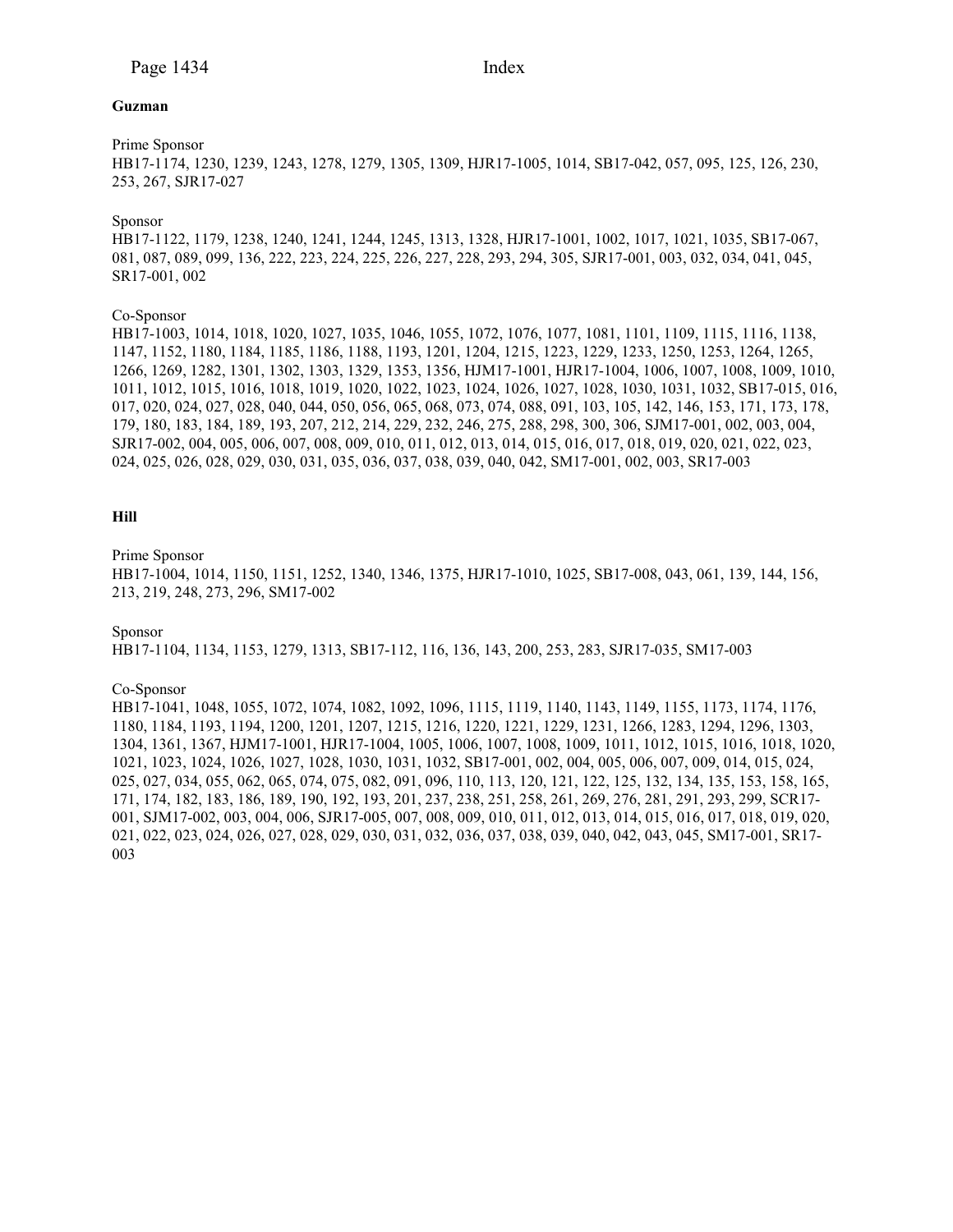**Guzman**

Prime Sponsor
HB17-1174, 1230, 1239, 1243, 1278, 1279, 1305, 1309, HJR17-1005, 1014, SB17-042, 057, 095, 125, 126, 230, 253, 267, SJR17-027

Sponsor
HB17-1122, 1179, 1238, 1240, 1241, 1244, 1245, 1313, 1328, HJR17-1001, 1002, 1017, 1021, 1035, SB17-067, 081, 087, 089, 099, 136, 222, 223, 224, 225, 226, 227, 228, 293, 294, 305, SJR17-001, 003, 032, 034, 041, 045, SR17-001, 002

Co-Sponsor
HB17-1003, 1014, 1018, 1020, 1027, 1035, 1046, 1055, 1072, 1076, 1077, 1081, 1101, 1109, 1115, 1116, 1138, 1147, 1152, 1180, 1184, 1185, 1186, 1188, 1193, 1201, 1204, 1215, 1223, 1229, 1233, 1250, 1253, 1264, 1265, 1266, 1269, 1282, 1301, 1302, 1303, 1329, 1353, 1356, HJM17-1001, HJR17-1004, 1006, 1007, 1008, 1009, 1010, 1011, 1012, 1015, 1016, 1018, 1019, 1020, 1022, 1023, 1024, 1026, 1027, 1028, 1030, 1031, 1032, SB17-015, 016, 017, 020, 024, 027, 028, 040, 044, 050, 056, 065, 068, 073, 074, 088, 091, 103, 105, 142, 146, 153, 171, 173, 178, 179, 180, 183, 184, 189, 193, 207, 212, 214, 229, 232, 246, 275, 288, 298, 300, 306, SJM17-001, 002, 003, 004, SJR17-002, 004, 005, 006, 007, 008, 009, 010, 011, 012, 013, 014, 015, 016, 017, 018, 019, 020, 021, 022, 023, 024, 025, 026, 028, 029, 030, 031, 035, 036, 037, 038, 039, 040, 042, SM17-001, 002, 003, SR17-003

**Hill**

Prime Sponsor
HB17-1004, 1014, 1150, 1151, 1252, 1340, 1346, 1375, HJR17-1010, 1025, SB17-008, 043, 061, 139, 144, 156, 213, 219, 248, 273, 296, SM17-002

Sponsor
HB17-1104, 1134, 1153, 1279, 1313, SB17-112, 116, 136, 143, 200, 253, 283, SJR17-035, SM17-003

Co-Sponsor
HB17-1041, 1048, 1055, 1072, 1074, 1082, 1092, 1096, 1115, 1119, 1140, 1143, 1149, 1155, 1173, 1174, 1176, 1180, 1184, 1193, 1194, 1200, 1201, 1207, 1215, 1216, 1220, 1221, 1229, 1231, 1266, 1283, 1294, 1296, 1303, 1304, 1361, 1367, HJM17-1001, HJR17-1004, 1005, 1006, 1007, 1008, 1009, 1011, 1012, 1015, 1016, 1018, 1020, 1021, 1023, 1024, 1026, 1027, 1028, 1030, 1031, 1032, SB17-001, 002, 004, 005, 006, 007, 009, 014, 015, 024, 025, 027, 034, 055, 062, 065, 074, 075, 082, 091, 096, 110, 113, 120, 121, 122, 125, 132, 134, 135, 153, 158, 165, 171, 174, 182, 183, 186, 189, 190, 192, 193, 201, 237, 238, 251, 258, 261, 269, 276, 281, 291, 293, 299, SCR17-001, SJM17-002, 003, 004, 006, SJR17-005, 007, 008, 009, 010, 011, 012, 013, 014, 015, 016, 017, 018, 019, 020, 021, 022, 023, 024, 026, 027, 028, 029, 030, 031, 032, 036, 037, 038, 039, 040, 042, 043, 045, SM17-001, SR17-003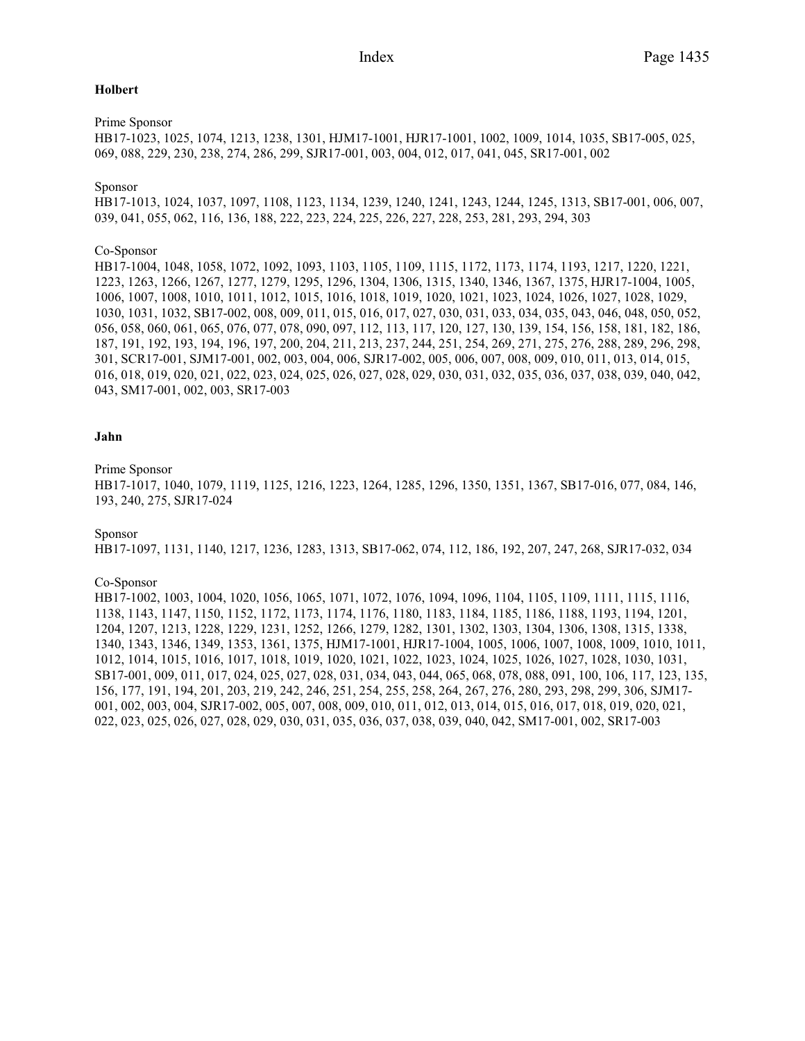**Holbert**

Prime Sponsor
HB17-1023, 1025, 1074, 1213, 1238, 1301, HJM17-1001, HJR17-1001, 1002, 1009, 1014, 1035, SB17-005, 025, 069, 088, 229, 230, 238, 274, 286, 299, SJR17-001, 003, 004, 012, 017, 041, 045, SR17-001, 002

Sponsor
HB17-1013, 1024, 1037, 1097, 1108, 1123, 1134, 1239, 1240, 1241, 1243, 1244, 1245, 1313, SB17-001, 006, 007, 039, 041, 055, 062, 116, 136, 188, 222, 223, 224, 225, 226, 227, 228, 253, 281, 293, 294, 303

Co-Sponsor
HB17-1004, 1048, 1058, 1072, 1092, 1093, 1103, 1105, 1109, 1115, 1172, 1173, 1174, 1193, 1217, 1220, 1221, 1223, 1263, 1266, 1267, 1277, 1279, 1295, 1296, 1304, 1306, 1315, 1340, 1346, 1367, 1375, HJR17-1004, 1005, 1006, 1007, 1008, 1010, 1011, 1012, 1015, 1016, 1018, 1019, 1020, 1021, 1023, 1024, 1026, 1027, 1028, 1029, 1030, 1031, 1032, SB17-002, 008, 009, 011, 015, 016, 017, 027, 030, 031, 033, 034, 035, 043, 046, 048, 050, 052, 056, 058, 060, 061, 065, 076, 077, 078, 090, 097, 112, 113, 117, 120, 127, 130, 139, 154, 156, 158, 181, 182, 186, 187, 191, 192, 193, 194, 196, 197, 200, 204, 211, 213, 237, 244, 251, 254, 269, 271, 275, 276, 288, 289, 296, 298, 301, SCR17-001, SJM17-001, 002, 003, 004, 006, SJR17-002, 005, 006, 007, 008, 009, 010, 011, 013, 014, 015, 016, 018, 019, 020, 021, 022, 023, 024, 025, 026, 027, 028, 029, 030, 031, 032, 035, 036, 037, 038, 039, 040, 042, 043, SM17-001, 002, 003, SR17-003

**Jahn**

Prime Sponsor
HB17-1017, 1040, 1079, 1119, 1125, 1216, 1223, 1264, 1285, 1296, 1350, 1351, 1367, SB17-016, 077, 084, 146, 193, 240, 275, SJR17-024

Sponsor
HB17-1097, 1131, 1140, 1217, 1236, 1283, 1313, SB17-062, 074, 112, 186, 192, 207, 247, 268, SJR17-032, 034

Co-Sponsor
HB17-1002, 1003, 1004, 1020, 1056, 1065, 1071, 1072, 1076, 1094, 1096, 1104, 1105, 1109, 1111, 1115, 1116, 1138, 1143, 1147, 1150, 1152, 1172, 1173, 1174, 1176, 1180, 1183, 1184, 1185, 1186, 1188, 1193, 1194, 1201, 1204, 1207, 1213, 1228, 1229, 1231, 1252, 1266, 1279, 1282, 1301, 1302, 1303, 1304, 1306, 1308, 1315, 1338, 1340, 1343, 1346, 1349, 1353, 1361, 1375, HJM17-1001, HJR17-1004, 1005, 1006, 1007, 1008, 1009, 1010, 1011, 1012, 1014, 1015, 1016, 1017, 1018, 1019, 1020, 1021, 1022, 1023, 1024, 1025, 1026, 1027, 1028, 1030, 1031, SB17-001, 009, 011, 017, 024, 025, 027, 028, 031, 034, 043, 044, 065, 068, 078, 088, 091, 100, 106, 117, 123, 135, 156, 177, 191, 194, 201, 203, 219, 242, 246, 251, 254, 255, 258, 264, 267, 276, 280, 293, 298, 299, 306, SJM17-001, 002, 003, 004, SJR17-002, 005, 007, 008, 009, 010, 011, 012, 013, 014, 015, 016, 017, 018, 019, 020, 021, 022, 023, 025, 026, 027, 028, 029, 030, 031, 035, 036, 037, 038, 039, 040, 042, SM17-001, 002, SR17-003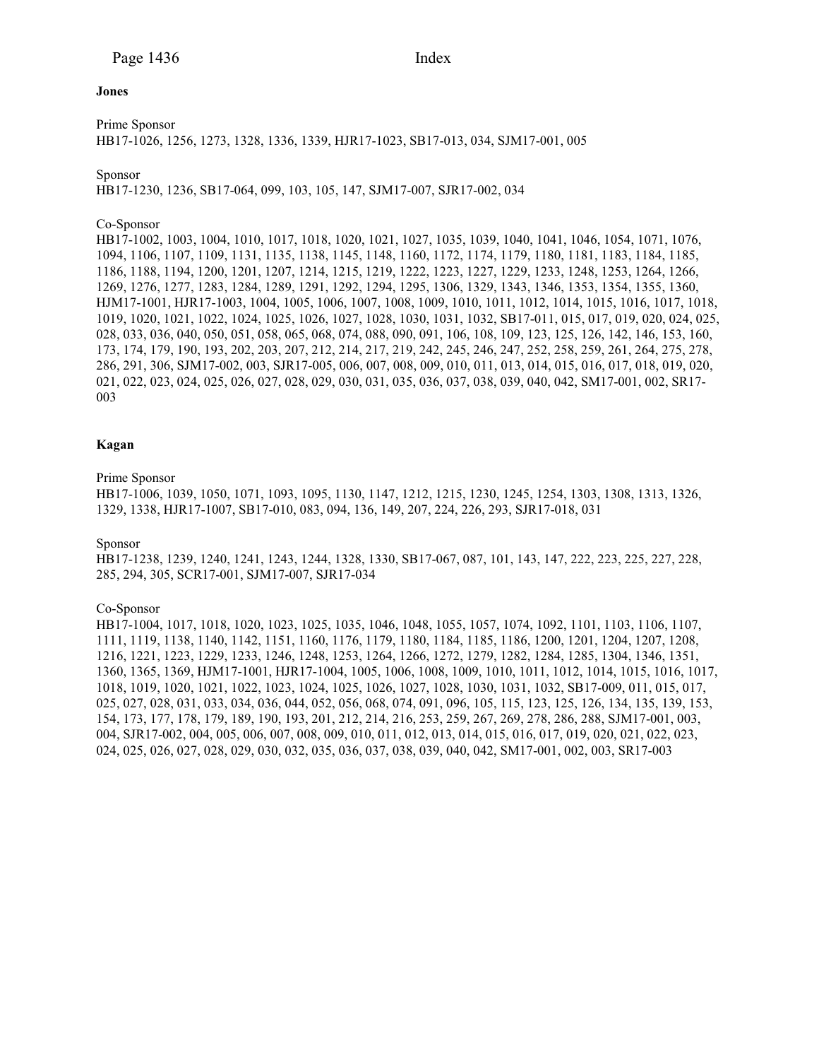**Jones**

Prime Sponsor
HB17-1026, 1256, 1273, 1328, 1336, 1339, HJR17-1023, SB17-013, 034, SJM17-001, 005

Sponsor
HB17-1230, 1236, SB17-064, 099, 103, 105, 147, SJM17-007, SJR17-002, 034

Co-Sponsor
HB17-1002, 1003, 1004, 1010, 1017, 1018, 1020, 1021, 1027, 1035, 1039, 1040, 1041, 1046, 1054, 1071, 1076, 1094, 1106, 1107, 1109, 1131, 1135, 1138, 1145, 1148, 1160, 1172, 1174, 1179, 1180, 1181, 1183, 1184, 1185, 1186, 1188, 1194, 1200, 1201, 1207, 1214, 1215, 1219, 1222, 1223, 1227, 1229, 1233, 1248, 1253, 1264, 1266, 1269, 1276, 1277, 1283, 1284, 1289, 1291, 1292, 1294, 1295, 1306, 1329, 1343, 1346, 1353, 1354, 1355, 1360, HJM17-1001, HJR17-1003, 1004, 1005, 1006, 1007, 1008, 1009, 1010, 1011, 1012, 1014, 1015, 1016, 1017, 1018, 1019, 1020, 1021, 1022, 1024, 1025, 1026, 1027, 1028, 1030, 1031, 1032, SB17-011, 015, 017, 019, 020, 024, 025, 028, 033, 036, 040, 050, 051, 058, 065, 068, 074, 088, 090, 091, 106, 108, 109, 123, 125, 126, 142, 146, 153, 160, 173, 174, 179, 190, 193, 202, 203, 207, 212, 214, 217, 219, 242, 245, 246, 247, 252, 258, 259, 261, 264, 275, 278, 286, 291, 306, SJM17-002, 003, SJR17-005, 006, 007, 008, 009, 010, 011, 013, 014, 015, 016, 017, 018, 019, 020, 021, 022, 023, 024, 025, 026, 027, 028, 029, 030, 031, 035, 036, 037, 038, 039, 040, 042, SM17-001, 002, SR17-003

**Kagan**

Prime Sponsor
HB17-1006, 1039, 1050, 1071, 1093, 1095, 1130, 1147, 1212, 1215, 1230, 1245, 1254, 1303, 1308, 1313, 1326, 1329, 1338, HJR17-1007, SB17-010, 083, 094, 136, 149, 207, 224, 226, 293, SJR17-018, 031

Sponsor
HB17-1238, 1239, 1240, 1241, 1243, 1244, 1328, 1330, SB17-067, 087, 101, 143, 147, 222, 223, 225, 227, 228, 285, 294, 305, SCR17-001, SJM17-007, SJR17-034

Co-Sponsor
HB17-1004, 1017, 1018, 1020, 1023, 1025, 1035, 1046, 1048, 1055, 1057, 1074, 1092, 1101, 1103, 1106, 1107, 1111, 1119, 1138, 1140, 1142, 1151, 1160, 1176, 1179, 1180, 1184, 1185, 1186, 1200, 1201, 1204, 1207, 1208, 1216, 1221, 1223, 1229, 1233, 1246, 1248, 1253, 1264, 1266, 1272, 1279, 1282, 1284, 1285, 1304, 1346, 1351, 1360, 1365, 1369, HJM17-1001, HJR17-1004, 1005, 1006, 1008, 1009, 1010, 1011, 1012, 1014, 1015, 1016, 1017, 1018, 1019, 1020, 1021, 1022, 1023, 1024, 1025, 1026, 1027, 1028, 1030, 1031, 1032, SB17-009, 011, 015, 017, 025, 027, 028, 031, 033, 034, 036, 044, 052, 056, 068, 074, 091, 096, 105, 115, 123, 125, 126, 134, 135, 139, 153, 154, 173, 177, 178, 179, 189, 190, 193, 201, 212, 214, 216, 253, 259, 267, 269, 278, 286, 288, SJM17-001, 003, 004, SJR17-002, 004, 005, 006, 007, 008, 009, 010, 011, 012, 013, 014, 015, 016, 017, 019, 020, 021, 022, 023, 024, 025, 026, 027, 028, 029, 030, 032, 035, 036, 037, 038, 039, 040, 042, SM17-001, 002, 003, SR17-003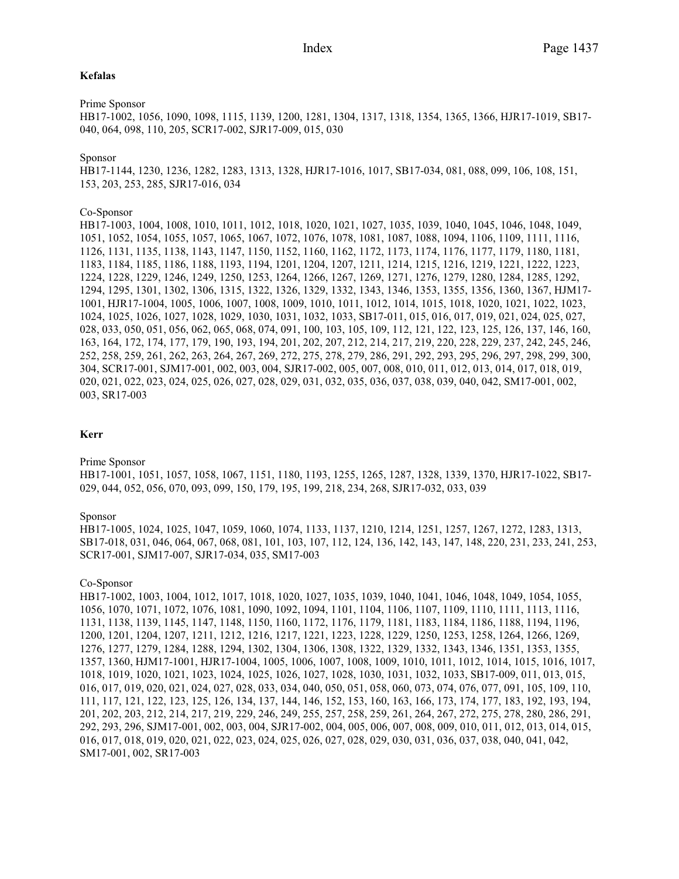**Kefalas**

Prime Sponsor

HB17-1002, 1056, 1090, 1098, 1115, 1139, 1200, 1281, 1304, 1317, 1318, 1354, 1365, 1366, HJR17-1019, SB17-040, 064, 098, 110, 205, SCR17-002, SJR17-009, 015, 030

Sponsor

HB17-1144, 1230, 1236, 1282, 1283, 1313, 1328, HJR17-1016, 1017, SB17-034, 081, 088, 099, 106, 108, 151, 153, 203, 253, 285, SJR17-016, 034

Co-Sponsor

HB17-1003, 1004, 1008, 1010, 1011, 1012, 1018, 1020, 1021, 1027, 1035, 1039, 1040, 1045, 1046, 1048, 1049, 1051, 1052, 1054, 1055, 1057, 1065, 1067, 1072, 1076, 1078, 1081, 1087, 1088, 1094, 1106, 1109, 1111, 1116, 1126, 1131, 1135, 1138, 1143, 1147, 1150, 1152, 1160, 1162, 1172, 1173, 1174, 1176, 1177, 1179, 1180, 1181, 1183, 1184, 1185, 1186, 1188, 1193, 1194, 1201, 1204, 1207, 1211, 1214, 1215, 1216, 1219, 1221, 1222, 1223, 1224, 1228, 1229, 1246, 1249, 1250, 1253, 1264, 1266, 1267, 1269, 1271, 1276, 1279, 1280, 1284, 1285, 1292, 1294, 1295, 1301, 1302, 1306, 1315, 1322, 1326, 1329, 1332, 1343, 1346, 1353, 1355, 1356, 1360, 1367, HJM17-1001, HJR17-1004, 1005, 1006, 1007, 1008, 1009, 1010, 1011, 1012, 1014, 1015, 1018, 1020, 1021, 1022, 1023, 1024, 1025, 1026, 1027, 1028, 1029, 1030, 1031, 1032, 1033, SB17-011, 015, 016, 017, 019, 021, 024, 025, 027, 028, 033, 050, 051, 056, 062, 065, 068, 074, 091, 100, 103, 105, 109, 112, 121, 122, 123, 125, 126, 137, 146, 160, 163, 164, 172, 174, 177, 179, 190, 193, 194, 201, 202, 207, 212, 214, 217, 219, 220, 228, 229, 237, 242, 245, 246, 252, 258, 259, 261, 262, 263, 264, 267, 269, 272, 275, 278, 279, 286, 291, 292, 293, 295, 296, 297, 298, 299, 300, 304, SCR17-001, SJM17-001, 002, 003, 004, SJR17-002, 005, 007, 008, 010, 011, 012, 013, 014, 017, 018, 019, 020, 021, 022, 023, 024, 025, 026, 027, 028, 029, 031, 032, 035, 036, 037, 038, 039, 040, 042, SM17-001, 002, 003, SR17-003

**Kerr**

Prime Sponsor

HB17-1001, 1051, 1057, 1058, 1067, 1151, 1180, 1193, 1255, 1265, 1287, 1328, 1339, 1370, HJR17-1022, SB17-029, 044, 052, 056, 070, 093, 099, 150, 179, 195, 199, 218, 234, 268, SJR17-032, 033, 039

Sponsor

HB17-1005, 1024, 1025, 1047, 1059, 1060, 1074, 1133, 1137, 1210, 1214, 1251, 1257, 1267, 1272, 1283, 1313, SB17-018, 031, 046, 064, 067, 068, 081, 101, 103, 107, 112, 124, 136, 142, 143, 147, 148, 220, 231, 233, 241, 253, SCR17-001, SJM17-007, SJR17-034, 035, SM17-003

Co-Sponsor

HB17-1002, 1003, 1004, 1012, 1017, 1018, 1020, 1027, 1035, 1039, 1040, 1041, 1046, 1048, 1049, 1054, 1055, 1056, 1070, 1071, 1072, 1076, 1081, 1090, 1092, 1094, 1101, 1104, 1106, 1107, 1109, 1110, 1111, 1113, 1116, 1131, 1138, 1139, 1145, 1147, 1148, 1150, 1160, 1172, 1176, 1179, 1181, 1183, 1184, 1186, 1188, 1194, 1196, 1200, 1201, 1204, 1207, 1211, 1212, 1216, 1217, 1221, 1223, 1228, 1229, 1250, 1253, 1258, 1264, 1266, 1269, 1276, 1277, 1279, 1284, 1288, 1294, 1302, 1304, 1306, 1308, 1322, 1329, 1332, 1343, 1346, 1351, 1353, 1355, 1357, 1360, HJM17-1001, HJR17-1004, 1005, 1006, 1007, 1008, 1009, 1010, 1011, 1012, 1014, 1015, 1016, 1017, 1018, 1019, 1020, 1021, 1023, 1024, 1025, 1026, 1027, 1028, 1030, 1031, 1032, 1033, SB17-009, 011, 013, 015, 016, 017, 019, 020, 021, 024, 027, 028, 033, 034, 040, 050, 051, 058, 060, 073, 074, 076, 077, 091, 105, 109, 110, 111, 117, 121, 122, 123, 125, 126, 134, 137, 144, 146, 152, 153, 160, 163, 166, 173, 174, 177, 183, 192, 193, 194, 201, 202, 203, 212, 214, 217, 219, 229, 246, 249, 255, 257, 258, 259, 261, 264, 267, 272, 275, 278, 280, 286, 291, 292, 293, 296, SJM17-001, 002, 003, 004, SJR17-002, 004, 005, 006, 007, 008, 009, 010, 011, 012, 013, 014, 015, 016, 017, 018, 019, 020, 021, 022, 023, 024, 025, 026, 027, 028, 029, 030, 031, 036, 037, 038, 040, 041, 042, SM17-001, 002, SR17-003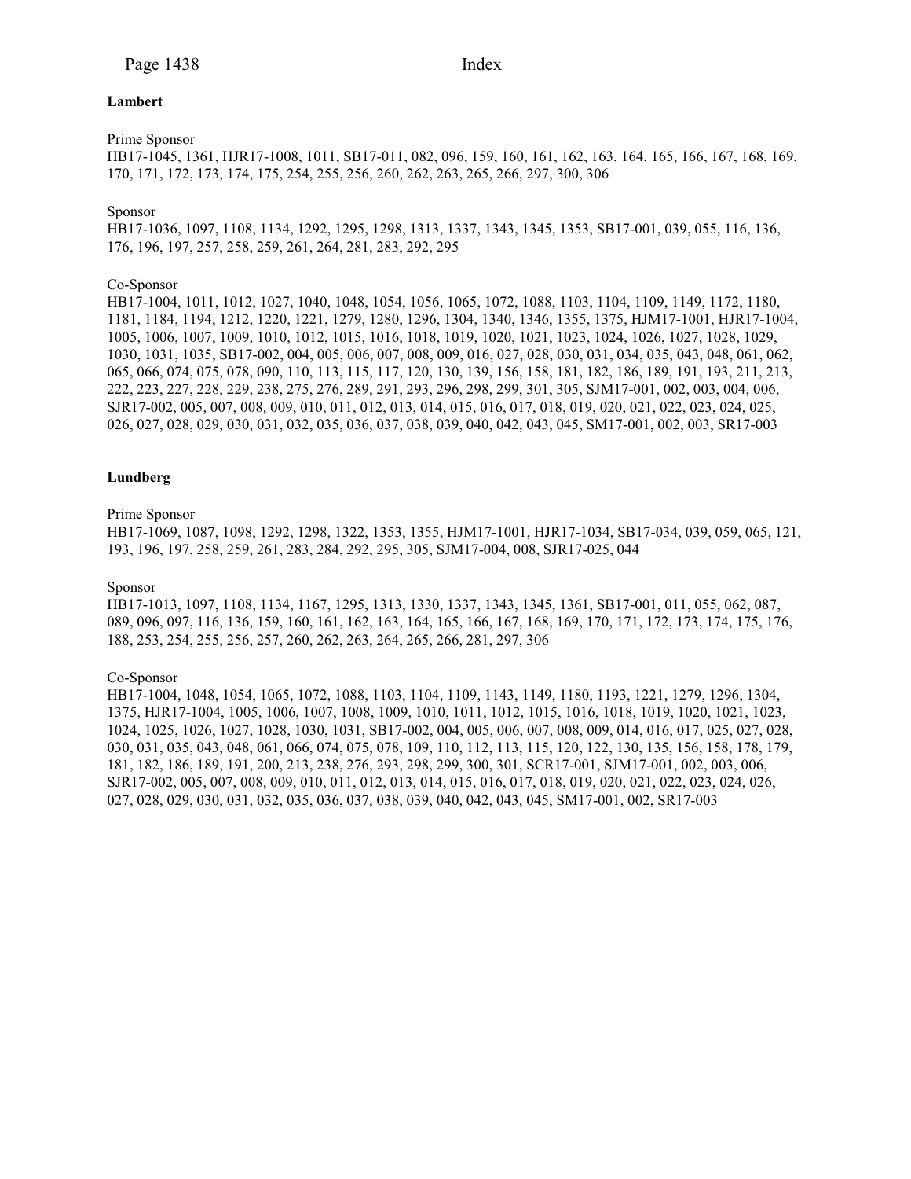**Lambert**

Prime Sponsor
HB17-1045, 1361, HJR17-1008, 1011, SB17-011, 082, 096, 159, 160, 161, 162, 163, 164, 165, 166, 167, 168, 169, 170, 171, 172, 173, 174, 175, 254, 255, 256, 260, 262, 263, 265, 266, 297, 300, 306

Sponsor
HB17-1036, 1097, 1108, 1134, 1292, 1295, 1298, 1313, 1337, 1343, 1345, 1353, SB17-001, 039, 055, 116, 136, 176, 196, 197, 257, 258, 259, 261, 264, 281, 283, 292, 295

Co-Sponsor
HB17-1004, 1011, 1012, 1027, 1040, 1048, 1054, 1056, 1065, 1072, 1088, 1103, 1104, 1109, 1149, 1172, 1180, 1181, 1184, 1194, 1212, 1220, 1221, 1279, 1280, 1296, 1304, 1340, 1346, 1355, 1375, HJM17-1001, HJR17-1004, 1005, 1006, 1007, 1009, 1010, 1012, 1015, 1016, 1018, 1019, 1020, 1021, 1023, 1024, 1026, 1027, 1028, 1029, 1030, 1031, 1035, SB17-002, 004, 005, 006, 007, 008, 009, 016, 027, 028, 030, 031, 034, 035, 043, 048, 061, 062, 065, 066, 074, 075, 078, 090, 110, 113, 115, 117, 120, 130, 139, 156, 158, 181, 182, 186, 189, 191, 193, 211, 213, 222, 223, 227, 228, 229, 238, 275, 276, 289, 291, 293, 296, 298, 299, 301, 305, SJM17-001, 002, 003, 004, 006, SJR17-002, 005, 007, 008, 009, 010, 011, 012, 013, 014, 015, 016, 017, 018, 019, 020, 021, 022, 023, 024, 025, 026, 027, 028, 029, 030, 031, 032, 035, 036, 037, 038, 039, 040, 042, 043, 045, SM17-001, 002, 003, SR17-003

**Lundberg**

Prime Sponsor
HB17-1069, 1087, 1098, 1292, 1298, 1322, 1353, 1355, HJM17-1001, HJR17-1034, SB17-034, 039, 059, 065, 121, 193, 196, 197, 258, 259, 261, 283, 284, 292, 295, 305, SJM17-004, 008, SJR17-025, 044

Sponsor
HB17-1013, 1097, 1108, 1134, 1167, 1295, 1313, 1330, 1337, 1343, 1345, 1361, SB17-001, 011, 055, 062, 087, 089, 096, 097, 116, 136, 159, 160, 161, 162, 163, 164, 165, 166, 167, 168, 169, 170, 171, 172, 173, 174, 175, 176, 188, 253, 254, 255, 256, 257, 260, 262, 263, 264, 265, 266, 281, 297, 306

Co-Sponsor
HB17-1004, 1048, 1054, 1065, 1072, 1088, 1103, 1104, 1109, 1143, 1149, 1180, 1193, 1221, 1279, 1296, 1304, 1375, HJR17-1004, 1005, 1006, 1007, 1008, 1009, 1010, 1011, 1012, 1015, 1016, 1018, 1019, 1020, 1021, 1023, 1024, 1025, 1026, 1027, 1028, 1030, 1031, SB17-002, 004, 005, 006, 007, 008, 009, 014, 016, 017, 025, 027, 028, 030, 031, 035, 043, 048, 061, 066, 074, 075, 078, 109, 110, 112, 113, 115, 120, 122, 130, 135, 156, 158, 178, 179, 181, 182, 186, 189, 191, 200, 213, 238, 276, 293, 298, 299, 300, 301, SCR17-001, SJM17-001, 002, 003, 006, SJR17-002, 005, 007, 008, 009, 010, 011, 012, 013, 014, 015, 016, 017, 018, 019, 020, 021, 022, 023, 024, 026, 027, 028, 029, 030, 031, 032, 035, 036, 037, 038, 039, 040, 042, 043, 045, SM17-001, 002, SR17-003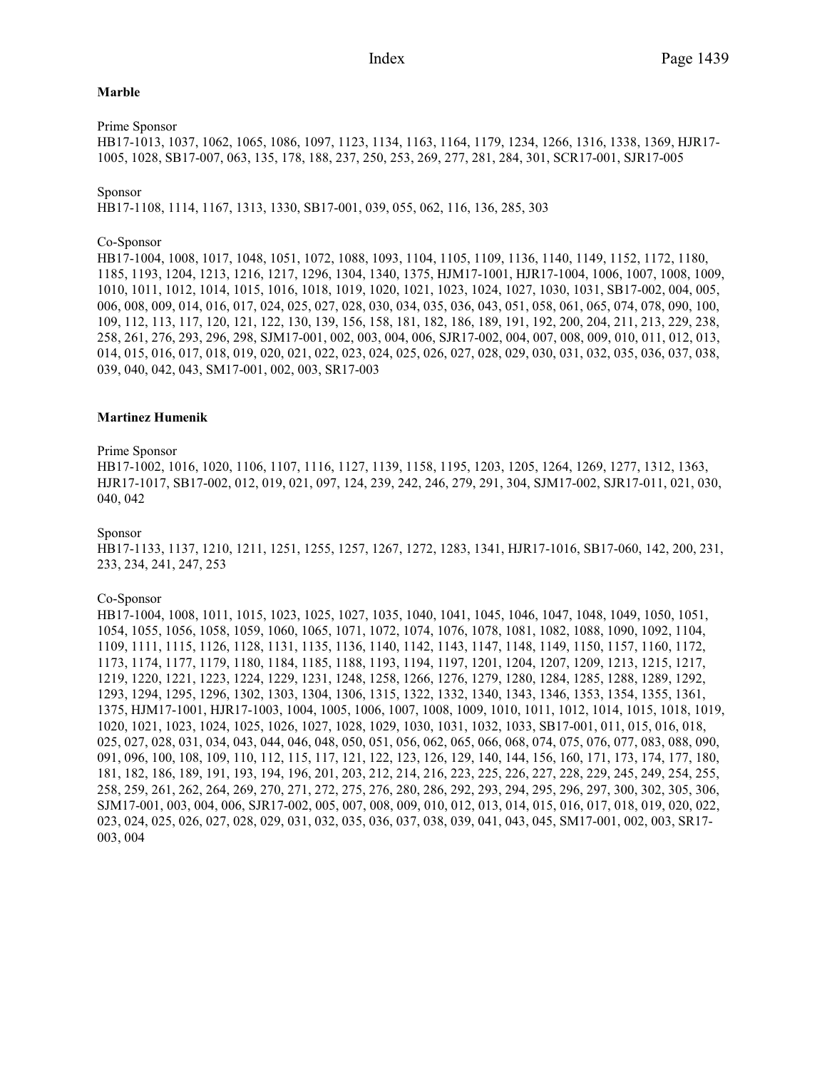**Marble**

Prime Sponsor
HB17-1013, 1037, 1062, 1065, 1086, 1097, 1123, 1134, 1163, 1164, 1179, 1234, 1266, 1316, 1338, 1369, HJR17-1005, 1028, SB17-007, 063, 135, 178, 188, 237, 250, 253, 269, 277, 281, 284, 301, SCR17-001, SJR17-005

Sponsor
HB17-1108, 1114, 1167, 1313, 1330, SB17-001, 039, 055, 062, 116, 136, 285, 303

Co-Sponsor
HB17-1004, 1008, 1017, 1048, 1051, 1072, 1088, 1093, 1104, 1105, 1109, 1136, 1140, 1149, 1152, 1172, 1180, 1185, 1193, 1204, 1213, 1216, 1217, 1296, 1304, 1340, 1375, HJM17-1001, HJR17-1004, 1006, 1007, 1008, 1009, 1010, 1011, 1012, 1014, 1015, 1016, 1018, 1019, 1020, 1021, 1023, 1024, 1027, 1030, 1031, SB17-002, 004, 005, 006, 008, 009, 014, 016, 017, 024, 025, 027, 028, 030, 034, 035, 036, 043, 051, 058, 061, 065, 074, 078, 090, 100, 109, 112, 113, 117, 120, 121, 122, 130, 139, 156, 158, 181, 182, 186, 189, 191, 192, 200, 204, 211, 213, 229, 238, 258, 261, 276, 293, 296, 298, SJM17-001, 002, 003, 004, 006, SJR17-002, 004, 007, 008, 009, 010, 011, 012, 013, 014, 015, 016, 017, 018, 019, 020, 021, 022, 023, 024, 025, 026, 027, 028, 029, 030, 031, 032, 035, 036, 037, 038, 039, 040, 042, 043, SM17-001, 002, 003, SR17-003

**Martinez Humenik**

Prime Sponsor
HB17-1002, 1016, 1020, 1106, 1107, 1116, 1127, 1139, 1158, 1195, 1203, 1205, 1264, 1269, 1277, 1312, 1363, HJR17-1017, SB17-002, 012, 019, 021, 097, 124, 239, 242, 246, 279, 291, 304, SJM17-002, SJR17-011, 021, 030, 040, 042

Sponsor
HB17-1133, 1137, 1210, 1211, 1251, 1255, 1257, 1267, 1272, 1283, 1341, HJR17-1016, SB17-060, 142, 200, 231, 233, 234, 241, 247, 253

Co-Sponsor
HB17-1004, 1008, 1011, 1015, 1023, 1025, 1027, 1035, 1040, 1041, 1045, 1046, 1047, 1048, 1049, 1050, 1051, 1054, 1055, 1056, 1058, 1059, 1060, 1065, 1071, 1072, 1074, 1076, 1078, 1081, 1082, 1088, 1090, 1092, 1104, 1109, 1111, 1115, 1126, 1128, 1131, 1135, 1136, 1140, 1142, 1143, 1147, 1148, 1149, 1150, 1157, 1160, 1172, 1173, 1174, 1177, 1179, 1180, 1184, 1185, 1188, 1193, 1194, 1197, 1201, 1204, 1207, 1209, 1213, 1215, 1217, 1219, 1220, 1221, 1223, 1224, 1229, 1231, 1248, 1258, 1266, 1276, 1279, 1280, 1284, 1285, 1288, 1289, 1292, 1293, 1294, 1295, 1296, 1302, 1303, 1304, 1306, 1315, 1322, 1332, 1340, 1343, 1346, 1353, 1354, 1355, 1361, 1375, HJM17-1001, HJR17-1003, 1004, 1005, 1006, 1007, 1008, 1009, 1010, 1011, 1012, 1014, 1015, 1018, 1019, 1020, 1021, 1023, 1024, 1025, 1026, 1027, 1028, 1029, 1030, 1031, 1032, 1033, SB17-001, 011, 015, 016, 018, 025, 027, 028, 031, 034, 043, 044, 046, 048, 050, 051, 056, 062, 065, 066, 068, 074, 075, 076, 077, 083, 088, 090, 091, 096, 100, 108, 109, 110, 112, 115, 117, 121, 122, 123, 126, 129, 140, 144, 156, 160, 171, 173, 174, 177, 180, 181, 182, 186, 189, 191, 193, 194, 196, 201, 203, 212, 214, 216, 223, 225, 226, 227, 228, 229, 245, 249, 254, 255, 258, 259, 261, 262, 264, 269, 270, 271, 272, 275, 276, 280, 286, 292, 293, 294, 295, 296, 297, 300, 302, 305, 306, SJM17-001, 003, 004, 006, SJR17-002, 005, 007, 008, 009, 010, 012, 013, 014, 015, 016, 017, 018, 019, 020, 022, 023, 024, 025, 026, 027, 028, 029, 031, 032, 035, 036, 037, 038, 039, 041, 043, 045, SM17-001, 002, 003, SR17-003, 004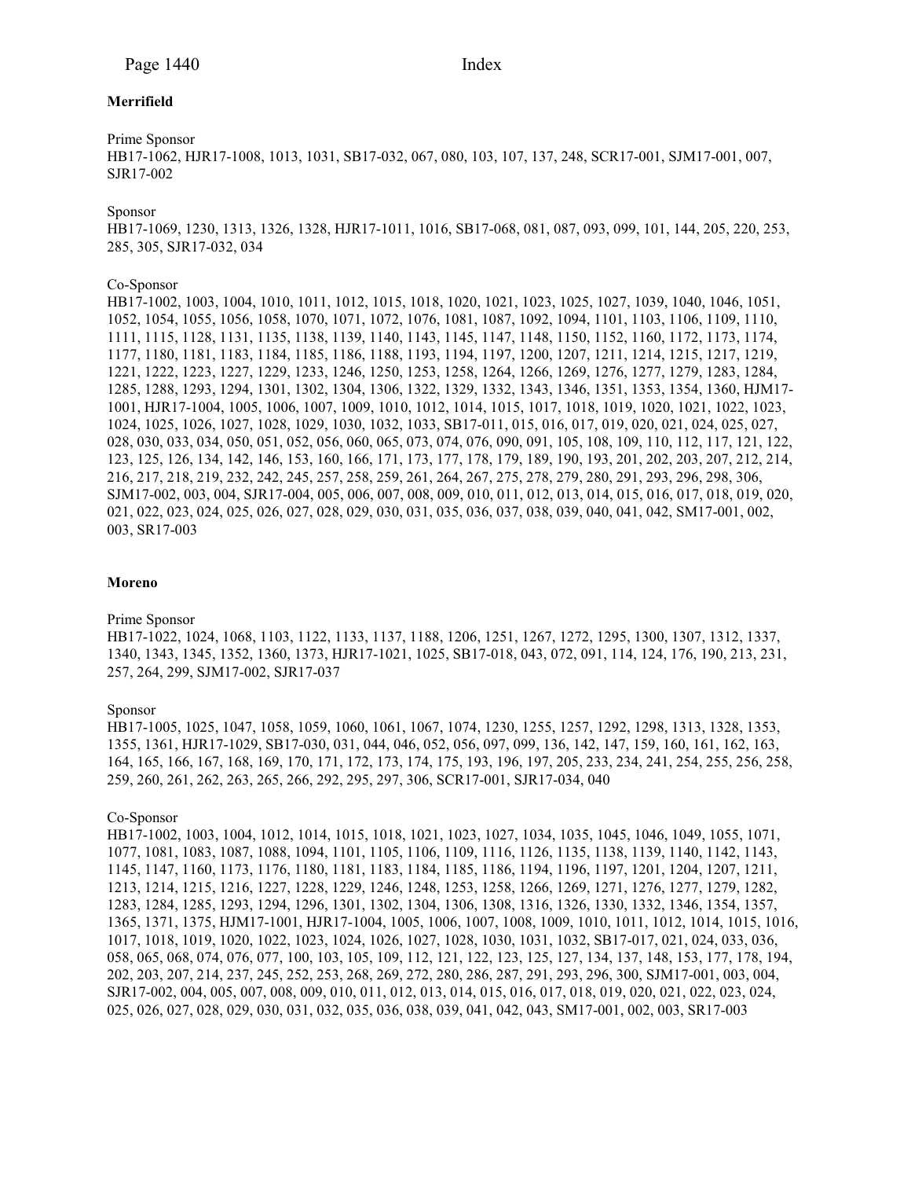**Merrifield**

Prime Sponsor
HB17-1062, HJR17-1008, 1013, 1031, SB17-032, 067, 080, 103, 107, 137, 248, SCR17-001, SJM17-001, 007, SJR17-002

Sponsor
HB17-1069, 1230, 1313, 1326, 1328, HJR17-1011, 1016, SB17-068, 081, 087, 093, 099, 101, 144, 205, 220, 253, 285, 305, SJR17-032, 034

Co-Sponsor
HB17-1002, 1003, 1004, 1010, 1011, 1012, 1015, 1018, 1020, 1021, 1023, 1025, 1027, 1039, 1040, 1046, 1051, 1052, 1054, 1055, 1056, 1058, 1070, 1071, 1072, 1076, 1081, 1087, 1092, 1094, 1101, 1103, 1106, 1109, 1110, 1111, 1115, 1128, 1131, 1135, 1138, 1139, 1140, 1143, 1145, 1147, 1148, 1150, 1152, 1160, 1172, 1173, 1174, 1177, 1180, 1181, 1183, 1184, 1185, 1186, 1188, 1193, 1194, 1197, 1200, 1207, 1211, 1214, 1215, 1217, 1219, 1221, 1222, 1223, 1227, 1229, 1233, 1246, 1250, 1253, 1258, 1264, 1266, 1269, 1276, 1277, 1279, 1283, 1284, 1285, 1288, 1293, 1294, 1301, 1302, 1304, 1306, 1322, 1329, 1332, 1343, 1346, 1351, 1353, 1354, 1360, HJM17-1001, HJR17-1004, 1005, 1006, 1007, 1009, 1010, 1012, 1014, 1015, 1017, 1018, 1019, 1020, 1021, 1022, 1023, 1024, 1025, 1026, 1027, 1028, 1029, 1030, 1032, 1033, SB17-011, 015, 016, 017, 019, 020, 021, 024, 025, 027, 028, 030, 033, 034, 050, 051, 052, 056, 060, 065, 073, 074, 076, 090, 091, 105, 108, 109, 110, 112, 117, 121, 122, 123, 125, 126, 134, 142, 146, 153, 160, 166, 171, 173, 177, 178, 179, 189, 190, 193, 201, 202, 203, 207, 212, 214, 216, 217, 218, 219, 232, 242, 245, 257, 258, 259, 261, 264, 267, 275, 278, 279, 280, 291, 293, 296, 298, 306, SJM17-002, 003, 004, SJR17-004, 005, 006, 007, 008, 009, 010, 011, 012, 013, 014, 015, 016, 017, 018, 019, 020, 021, 022, 023, 024, 025, 026, 027, 028, 029, 030, 031, 035, 036, 037, 038, 039, 040, 041, 042, SM17-001, 002, 003, SR17-003

**Moreno**

Prime Sponsor
HB17-1022, 1024, 1068, 1103, 1122, 1133, 1137, 1188, 1206, 1251, 1267, 1272, 1295, 1300, 1307, 1312, 1337, 1340, 1343, 1345, 1352, 1360, 1373, HJR17-1021, 1025, SB17-018, 043, 072, 091, 114, 124, 176, 190, 213, 231, 257, 264, 299, SJM17-002, SJR17-037

Sponsor
HB17-1005, 1025, 1047, 1058, 1059, 1060, 1061, 1067, 1074, 1230, 1255, 1257, 1292, 1298, 1313, 1328, 1353, 1355, 1361, HJR17-1029, SB17-030, 031, 044, 046, 052, 056, 097, 099, 136, 142, 147, 159, 160, 161, 162, 163, 164, 165, 166, 167, 168, 169, 170, 171, 172, 173, 174, 175, 193, 196, 197, 205, 233, 234, 241, 254, 255, 256, 258, 259, 260, 261, 262, 263, 265, 266, 292, 295, 297, 306, SCR17-001, SJR17-034, 040

Co-Sponsor
HB17-1002, 1003, 1004, 1012, 1014, 1015, 1018, 1021, 1023, 1027, 1034, 1035, 1045, 1046, 1049, 1055, 1071, 1077, 1081, 1083, 1087, 1088, 1094, 1101, 1105, 1106, 1109, 1116, 1126, 1135, 1138, 1139, 1140, 1142, 1143, 1145, 1147, 1160, 1173, 1176, 1180, 1181, 1183, 1184, 1185, 1186, 1194, 1196, 1197, 1201, 1204, 1207, 1211, 1213, 1214, 1215, 1216, 1227, 1228, 1229, 1246, 1248, 1253, 1258, 1266, 1269, 1271, 1276, 1277, 1279, 1282, 1283, 1284, 1285, 1293, 1294, 1296, 1301, 1302, 1304, 1306, 1308, 1316, 1326, 1330, 1332, 1346, 1354, 1357, 1365, 1371, 1375, HJM17-1001, HJR17-1004, 1005, 1006, 1007, 1008, 1009, 1010, 1011, 1012, 1014, 1015, 1016, 1017, 1018, 1019, 1020, 1022, 1023, 1024, 1026, 1027, 1028, 1030, 1031, 1032, SB17-017, 021, 024, 033, 036, 058, 065, 068, 074, 076, 077, 100, 103, 105, 109, 112, 121, 122, 123, 125, 127, 134, 137, 148, 153, 177, 178, 194, 202, 203, 207, 214, 237, 245, 252, 253, 268, 269, 272, 280, 286, 287, 291, 293, 296, 300, SJM17-001, 003, 004, SJR17-002, 004, 005, 007, 008, 009, 010, 011, 012, 013, 014, 015, 016, 017, 018, 019, 020, 021, 022, 023, 024, 025, 026, 027, 028, 029, 030, 031, 032, 035, 036, 038, 039, 041, 042, 043, SM17-001, 002, 003, SR17-003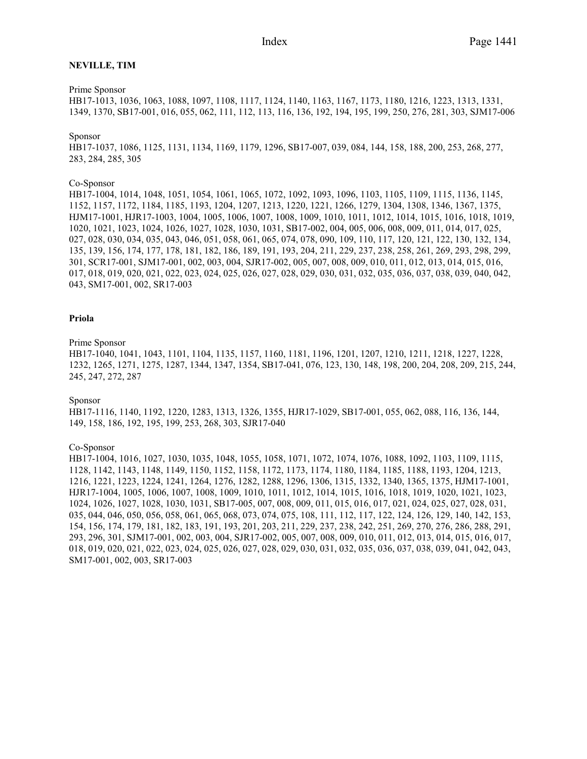**NEVILLE, TIM**

Prime Sponsor
HB17-1013, 1036, 1063, 1088, 1097, 1108, 1117, 1124, 1140, 1163, 1167, 1173, 1180, 1216, 1223, 1313, 1331, 1349, 1370, SB17-001, 016, 055, 062, 111, 112, 113, 116, 136, 192, 194, 195, 199, 250, 276, 281, 303, SJM17-006

Sponsor
HB17-1037, 1086, 1125, 1131, 1134, 1169, 1179, 1296, SB17-007, 039, 084, 144, 158, 188, 200, 253, 268, 277, 283, 284, 285, 305

Co-Sponsor
HB17-1004, 1014, 1048, 1051, 1054, 1061, 1065, 1072, 1092, 1093, 1096, 1103, 1105, 1109, 1115, 1136, 1145, 1152, 1157, 1172, 1184, 1185, 1193, 1204, 1207, 1213, 1220, 1221, 1266, 1279, 1304, 1308, 1346, 1367, 1375, HJM17-1001, HJR17-1003, 1004, 1005, 1006, 1007, 1008, 1009, 1010, 1011, 1012, 1014, 1015, 1016, 1018, 1019, 1020, 1021, 1023, 1024, 1026, 1027, 1028, 1030, 1031, SB17-002, 004, 005, 006, 008, 009, 011, 014, 017, 025, 027, 028, 030, 034, 035, 043, 046, 051, 058, 061, 065, 074, 078, 090, 109, 110, 117, 120, 121, 122, 130, 132, 134, 135, 139, 156, 174, 177, 178, 181, 182, 186, 189, 191, 193, 204, 211, 229, 237, 238, 258, 261, 269, 293, 298, 299, 301, SCR17-001, SJM17-001, 002, 003, 004, SJR17-002, 005, 007, 008, 009, 010, 011, 012, 013, 014, 015, 016, 017, 018, 019, 020, 021, 022, 023, 024, 025, 026, 027, 028, 029, 030, 031, 032, 035, 036, 037, 038, 039, 040, 042, 043, SM17-001, 002, SR17-003

**Priola**

Prime Sponsor
HB17-1040, 1041, 1043, 1101, 1104, 1135, 1157, 1160, 1181, 1196, 1201, 1207, 1210, 1211, 1218, 1227, 1228, 1232, 1265, 1271, 1275, 1287, 1344, 1347, 1354, SB17-041, 076, 123, 130, 148, 198, 200, 204, 208, 209, 215, 244, 245, 247, 272, 287

Sponsor
HB17-1116, 1140, 1192, 1220, 1283, 1313, 1326, 1355, HJR17-1029, SB17-001, 055, 062, 088, 116, 136, 144, 149, 158, 186, 192, 195, 199, 253, 268, 303, SJR17-040

Co-Sponsor
HB17-1004, 1016, 1027, 1030, 1035, 1048, 1055, 1058, 1071, 1072, 1074, 1076, 1088, 1092, 1103, 1109, 1115, 1128, 1142, 1143, 1148, 1149, 1150, 1152, 1158, 1172, 1173, 1174, 1180, 1184, 1185, 1188, 1193, 1204, 1213, 1216, 1221, 1223, 1224, 1241, 1264, 1276, 1282, 1288, 1296, 1306, 1315, 1332, 1340, 1365, 1375, HJM17-1001, HJR17-1004, 1005, 1006, 1007, 1008, 1009, 1010, 1011, 1012, 1014, 1015, 1016, 1018, 1019, 1020, 1021, 1023, 1024, 1026, 1027, 1028, 1030, 1031, SB17-005, 007, 008, 009, 011, 015, 016, 017, 021, 024, 025, 027, 028, 031, 035, 044, 046, 050, 056, 058, 061, 065, 068, 073, 074, 075, 108, 111, 112, 117, 122, 124, 126, 129, 140, 142, 153, 154, 156, 174, 179, 181, 182, 183, 191, 193, 201, 203, 211, 229, 237, 238, 242, 251, 269, 270, 276, 286, 288, 291, 293, 296, 301, SJM17-001, 002, 003, 004, SJR17-002, 005, 007, 008, 009, 010, 011, 012, 013, 014, 015, 016, 017, 018, 019, 020, 021, 022, 023, 024, 025, 026, 027, 028, 029, 030, 031, 032, 035, 036, 037, 038, 039, 041, 042, 043, SM17-001, 002, 003, SR17-003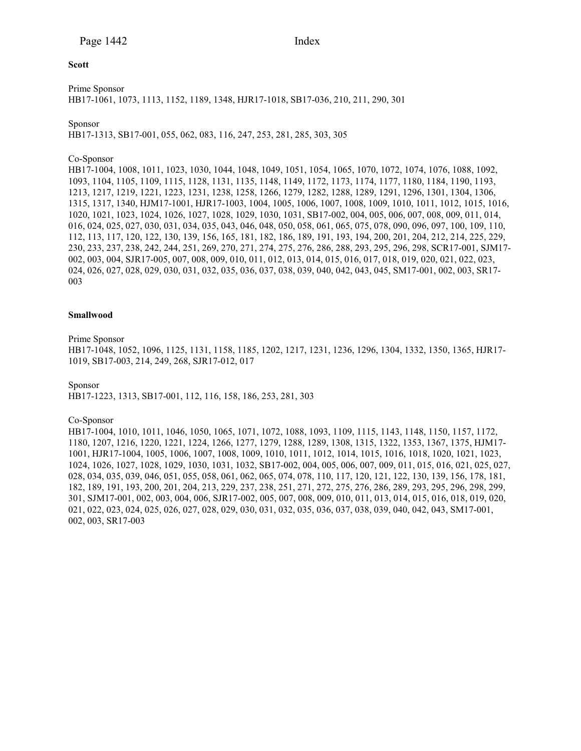**Scott**

Prime Sponsor
HB17-1061, 1073, 1113, 1152, 1189, 1348, HJR17-1018, SB17-036, 210, 211, 290, 301

Sponsor
HB17-1313, SB17-001, 055, 062, 083, 116, 247, 253, 281, 285, 303, 305

Co-Sponsor
HB17-1004, 1008, 1011, 1023, 1030, 1044, 1048, 1049, 1051, 1054, 1065, 1070, 1072, 1074, 1076, 1088, 1092, 1093, 1104, 1105, 1109, 1115, 1128, 1131, 1135, 1148, 1149, 1172, 1173, 1174, 1177, 1180, 1184, 1190, 1193, 1213, 1217, 1219, 1221, 1223, 1231, 1238, 1258, 1266, 1279, 1282, 1288, 1289, 1291, 1296, 1301, 1304, 1306, 1315, 1317, 1340, HJM17-1001, HJR17-1003, 1004, 1005, 1006, 1007, 1008, 1009, 1010, 1011, 1012, 1015, 1016, 1020, 1021, 1023, 1024, 1026, 1027, 1028, 1029, 1030, 1031, SB17-002, 004, 005, 006, 007, 008, 009, 011, 014, 016, 024, 025, 027, 030, 031, 034, 035, 043, 046, 048, 050, 058, 061, 065, 075, 078, 090, 096, 097, 100, 109, 110, 112, 113, 117, 120, 122, 130, 139, 156, 165, 181, 182, 186, 189, 191, 193, 194, 200, 201, 204, 212, 214, 225, 229, 230, 233, 237, 238, 242, 244, 251, 269, 270, 271, 274, 275, 276, 286, 288, 293, 295, 296, 298, SCR17-001, SJM17-002, 003, 004, SJR17-005, 007, 008, 009, 010, 011, 012, 013, 014, 015, 016, 017, 018, 019, 020, 021, 022, 023, 024, 026, 027, 028, 029, 030, 031, 032, 035, 036, 037, 038, 039, 040, 042, 043, 045, SM17-001, 002, 003, SR17-003

**Smallwood**

Prime Sponsor
HB17-1048, 1052, 1096, 1125, 1131, 1158, 1185, 1202, 1217, 1231, 1236, 1296, 1304, 1332, 1350, 1365, HJR17-1019, SB17-003, 214, 249, 268, SJR17-012, 017

Sponsor
HB17-1223, 1313, SB17-001, 112, 116, 158, 186, 253, 281, 303

Co-Sponsor
HB17-1004, 1010, 1011, 1046, 1050, 1065, 1071, 1072, 1088, 1093, 1109, 1115, 1143, 1148, 1150, 1157, 1172, 1180, 1207, 1216, 1220, 1221, 1224, 1266, 1277, 1279, 1288, 1289, 1308, 1315, 1322, 1353, 1367, 1375, HJM17-1001, HJR17-1004, 1005, 1006, 1007, 1008, 1009, 1010, 1011, 1012, 1014, 1015, 1016, 1018, 1020, 1021, 1023, 1024, 1026, 1027, 1028, 1029, 1030, 1031, 1032, SB17-002, 004, 005, 006, 007, 009, 011, 015, 016, 021, 025, 027, 028, 034, 035, 039, 046, 051, 055, 058, 061, 062, 065, 074, 078, 110, 117, 120, 121, 122, 130, 139, 156, 178, 181, 182, 189, 191, 193, 200, 201, 204, 213, 229, 237, 238, 251, 271, 272, 275, 276, 286, 289, 293, 295, 296, 298, 299, 301, SJM17-001, 002, 003, 004, 006, SJR17-002, 005, 007, 008, 009, 010, 011, 013, 014, 015, 016, 018, 019, 020, 021, 022, 023, 024, 025, 026, 027, 028, 029, 030, 031, 032, 035, 036, 037, 038, 039, 040, 042, 043, SM17-001, 002, 003, SR17-003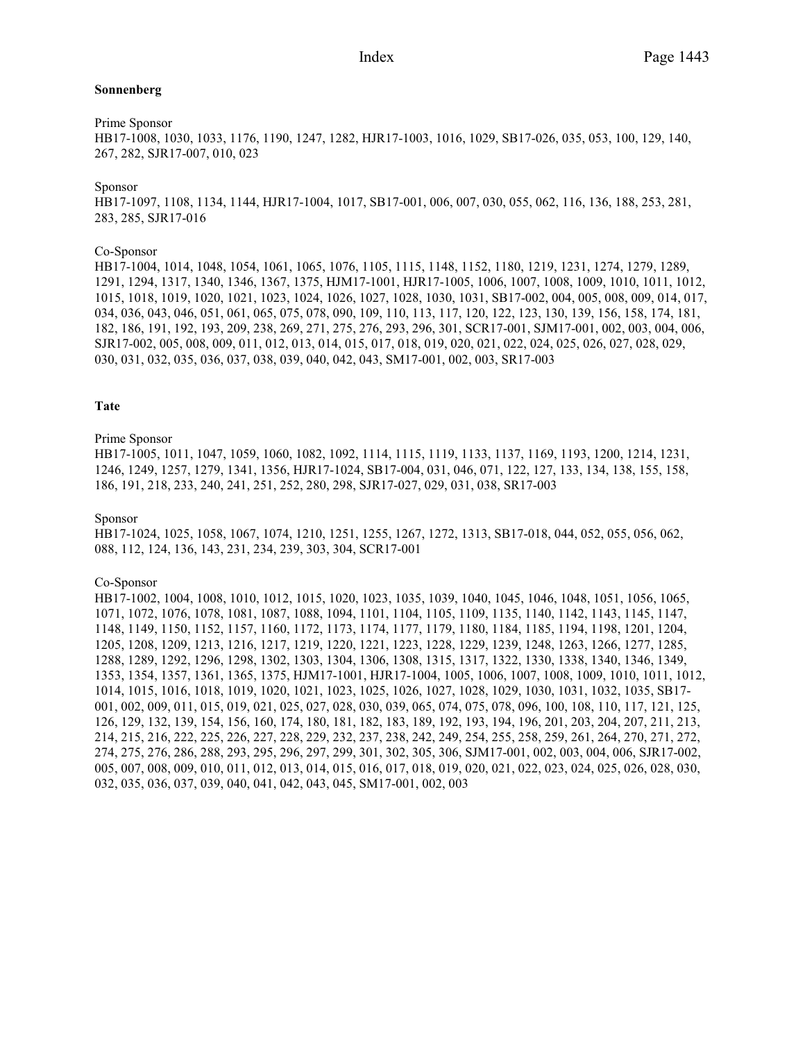**Sonnenberg**

Prime Sponsor
HB17-1008, 1030, 1033, 1176, 1190, 1247, 1282, HJR17-1003, 1016, 1029, SB17-026, 035, 053, 100, 129, 140, 267, 282, SJR17-007, 010, 023

Sponsor
HB17-1097, 1108, 1134, 1144, HJR17-1004, 1017, SB17-001, 006, 007, 030, 055, 062, 116, 136, 188, 253, 281, 283, 285, SJR17-016

Co-Sponsor
HB17-1004, 1014, 1048, 1054, 1061, 1065, 1076, 1105, 1115, 1148, 1152, 1180, 1219, 1231, 1274, 1279, 1289, 1291, 1294, 1317, 1340, 1346, 1367, 1375, HJM17-1001, HJR17-1005, 1006, 1007, 1008, 1009, 1010, 1011, 1012, 1015, 1018, 1019, 1020, 1021, 1023, 1024, 1026, 1027, 1028, 1030, 1031, SB17-002, 004, 005, 008, 009, 014, 017, 034, 036, 043, 046, 051, 061, 065, 075, 078, 090, 109, 110, 113, 117, 120, 122, 123, 130, 139, 156, 158, 174, 181, 182, 186, 191, 192, 193, 209, 238, 269, 271, 275, 276, 293, 296, 301, SCR17-001, SJM17-001, 002, 003, 004, 006, SJR17-002, 005, 008, 009, 011, 012, 013, 014, 015, 017, 018, 019, 020, 021, 022, 024, 025, 026, 027, 028, 029, 030, 031, 032, 035, 036, 037, 038, 039, 040, 042, 043, SM17-001, 002, 003, SR17-003

**Tate**

Prime Sponsor
HB17-1005, 1011, 1047, 1059, 1060, 1082, 1092, 1114, 1115, 1119, 1133, 1137, 1169, 1193, 1200, 1214, 1231, 1246, 1249, 1257, 1279, 1341, 1356, HJR17-1024, SB17-004, 031, 046, 071, 122, 127, 133, 134, 138, 155, 158, 186, 191, 218, 233, 240, 241, 251, 252, 280, 298, SJR17-027, 029, 031, 038, SR17-003

Sponsor
HB17-1024, 1025, 1058, 1067, 1074, 1210, 1251, 1255, 1267, 1272, 1313, SB17-018, 044, 052, 055, 056, 062, 088, 112, 124, 136, 143, 231, 234, 239, 303, 304, SCR17-001

Co-Sponsor
HB17-1002, 1004, 1008, 1010, 1012, 1015, 1020, 1023, 1035, 1039, 1040, 1045, 1046, 1048, 1051, 1056, 1065, 1071, 1072, 1076, 1078, 1081, 1087, 1088, 1094, 1101, 1104, 1105, 1109, 1135, 1140, 1142, 1143, 1145, 1147, 1148, 1149, 1150, 1152, 1157, 1160, 1172, 1173, 1174, 1177, 1179, 1180, 1184, 1185, 1194, 1198, 1201, 1204, 1205, 1208, 1209, 1213, 1216, 1217, 1219, 1220, 1221, 1223, 1228, 1229, 1239, 1248, 1263, 1266, 1277, 1285, 1288, 1289, 1292, 1296, 1298, 1302, 1303, 1304, 1306, 1308, 1315, 1317, 1322, 1330, 1338, 1340, 1346, 1349, 1353, 1354, 1357, 1361, 1365, 1375, HJM17-1001, HJR17-1004, 1005, 1006, 1007, 1008, 1009, 1010, 1011, 1012, 1014, 1015, 1016, 1018, 1019, 1020, 1021, 1023, 1025, 1026, 1027, 1028, 1029, 1030, 1031, 1032, 1035, SB17-001, 002, 009, 011, 015, 019, 021, 025, 027, 028, 030, 039, 065, 074, 075, 078, 096, 100, 108, 110, 117, 121, 125, 126, 129, 132, 139, 154, 156, 160, 174, 180, 181, 182, 183, 189, 192, 193, 194, 196, 201, 203, 204, 207, 211, 213, 214, 215, 216, 222, 225, 226, 227, 228, 229, 232, 237, 238, 242, 249, 254, 255, 258, 259, 261, 264, 270, 271, 272, 274, 275, 276, 286, 288, 293, 295, 296, 297, 299, 301, 302, 305, 306, SJM17-001, 002, 003, 004, 006, SJR17-002, 005, 007, 008, 009, 010, 011, 012, 013, 014, 015, 016, 017, 018, 019, 020, 021, 022, 023, 024, 025, 026, 028, 030, 032, 035, 036, 037, 039, 040, 041, 042, 043, 045, SM17-001, 002, 003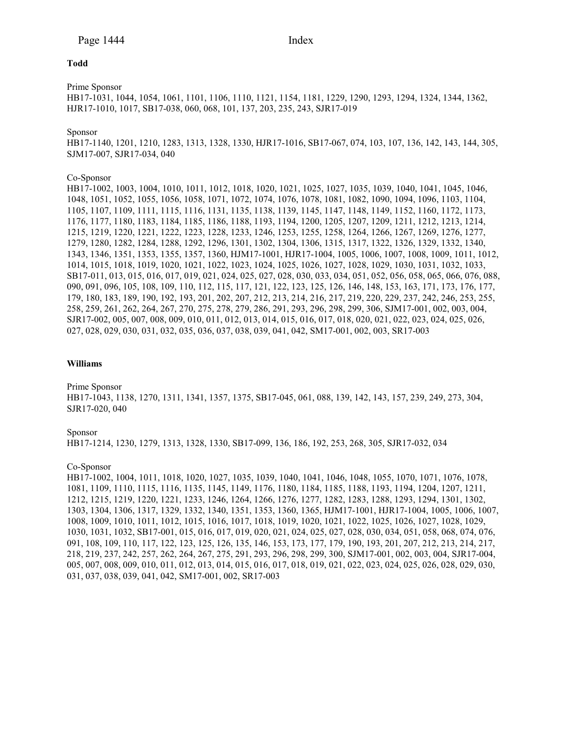**Todd**

Prime Sponsor
HB17-1031, 1044, 1054, 1061, 1101, 1106, 1110, 1121, 1154, 1181, 1229, 1290, 1293, 1294, 1324, 1344, 1362, HJR17-1010, 1017, SB17-038, 060, 068, 101, 137, 203, 235, 243, SJR17-019

Sponsor
HB17-1140, 1201, 1210, 1283, 1313, 1328, 1330, HJR17-1016, SB17-067, 074, 103, 107, 136, 142, 143, 144, 305, SJM17-007, SJR17-034, 040

Co-Sponsor
HB17-1002, 1003, 1004, 1010, 1011, 1012, 1018, 1020, 1021, 1025, 1027, 1035, 1039, 1040, 1041, 1045, 1046, 1048, 1051, 1052, 1055, 1056, 1058, 1071, 1072, 1074, 1076, 1078, 1081, 1082, 1090, 1094, 1096, 1103, 1104, 1105, 1107, 1109, 1111, 1115, 1116, 1131, 1135, 1138, 1139, 1145, 1147, 1148, 1149, 1152, 1160, 1172, 1173, 1176, 1177, 1180, 1183, 1184, 1185, 1186, 1188, 1193, 1194, 1200, 1205, 1207, 1209, 1211, 1212, 1213, 1214, 1215, 1219, 1220, 1221, 1222, 1223, 1228, 1233, 1246, 1253, 1255, 1258, 1264, 1266, 1267, 1269, 1276, 1277, 1279, 1280, 1282, 1284, 1288, 1292, 1296, 1301, 1302, 1304, 1306, 1315, 1317, 1322, 1326, 1329, 1332, 1340, 1343, 1346, 1351, 1353, 1355, 1357, 1360, HJM17-1001, HJR17-1004, 1005, 1006, 1007, 1008, 1009, 1011, 1012, 1014, 1015, 1018, 1019, 1020, 1021, 1022, 1023, 1024, 1025, 1026, 1027, 1028, 1029, 1030, 1031, 1032, 1033, SB17-011, 013, 015, 016, 017, 019, 021, 024, 025, 027, 028, 030, 033, 034, 051, 052, 056, 058, 065, 066, 076, 088, 090, 091, 096, 105, 108, 109, 110, 112, 115, 117, 121, 122, 123, 125, 126, 146, 148, 153, 163, 171, 173, 176, 177, 179, 180, 183, 189, 190, 192, 193, 201, 202, 207, 212, 213, 214, 216, 217, 219, 220, 229, 237, 242, 246, 253, 255, 258, 259, 261, 262, 264, 267, 270, 275, 278, 279, 286, 291, 293, 296, 298, 299, 306, SJM17-001, 002, 003, 004, SJR17-002, 005, 007, 008, 009, 010, 011, 012, 013, 014, 015, 016, 017, 018, 020, 021, 022, 023, 024, 025, 026, 027, 028, 029, 030, 031, 032, 035, 036, 037, 038, 039, 041, 042, SM17-001, 002, 003, SR17-003

**Williams**

Prime Sponsor
HB17-1043, 1138, 1270, 1311, 1341, 1357, 1375, SB17-045, 061, 088, 139, 142, 143, 157, 239, 249, 273, 304, SJR17-020, 040

Sponsor
HB17-1214, 1230, 1279, 1313, 1328, 1330, SB17-099, 136, 186, 192, 253, 268, 305, SJR17-032, 034

Co-Sponsor
HB17-1002, 1004, 1011, 1018, 1020, 1027, 1035, 1039, 1040, 1041, 1046, 1048, 1055, 1070, 1071, 1076, 1078, 1081, 1109, 1110, 1115, 1116, 1135, 1145, 1149, 1176, 1180, 1184, 1185, 1188, 1193, 1194, 1204, 1207, 1211, 1212, 1215, 1219, 1220, 1221, 1233, 1246, 1264, 1266, 1276, 1277, 1282, 1283, 1288, 1293, 1294, 1301, 1302, 1303, 1304, 1306, 1317, 1329, 1332, 1340, 1351, 1353, 1360, 1365, HJM17-1001, HJR17-1004, 1005, 1006, 1007, 1008, 1009, 1010, 1011, 1012, 1015, 1016, 1017, 1018, 1019, 1020, 1021, 1022, 1025, 1026, 1027, 1028, 1029, 1030, 1031, 1032, SB17-001, 015, 016, 017, 019, 020, 021, 024, 025, 027, 028, 030, 034, 051, 058, 068, 074, 076, 091, 108, 109, 110, 117, 122, 123, 125, 126, 135, 146, 153, 173, 177, 179, 190, 193, 201, 207, 212, 213, 214, 217, 218, 219, 237, 242, 257, 262, 264, 267, 275, 291, 293, 296, 298, 299, 300, SJM17-001, 002, 003, 004, SJR17-004, 005, 007, 008, 009, 010, 011, 012, 013, 014, 015, 016, 017, 018, 019, 021, 022, 023, 024, 025, 026, 028, 029, 030, 031, 037, 038, 039, 041, 042, SM17-001, 002, SR17-003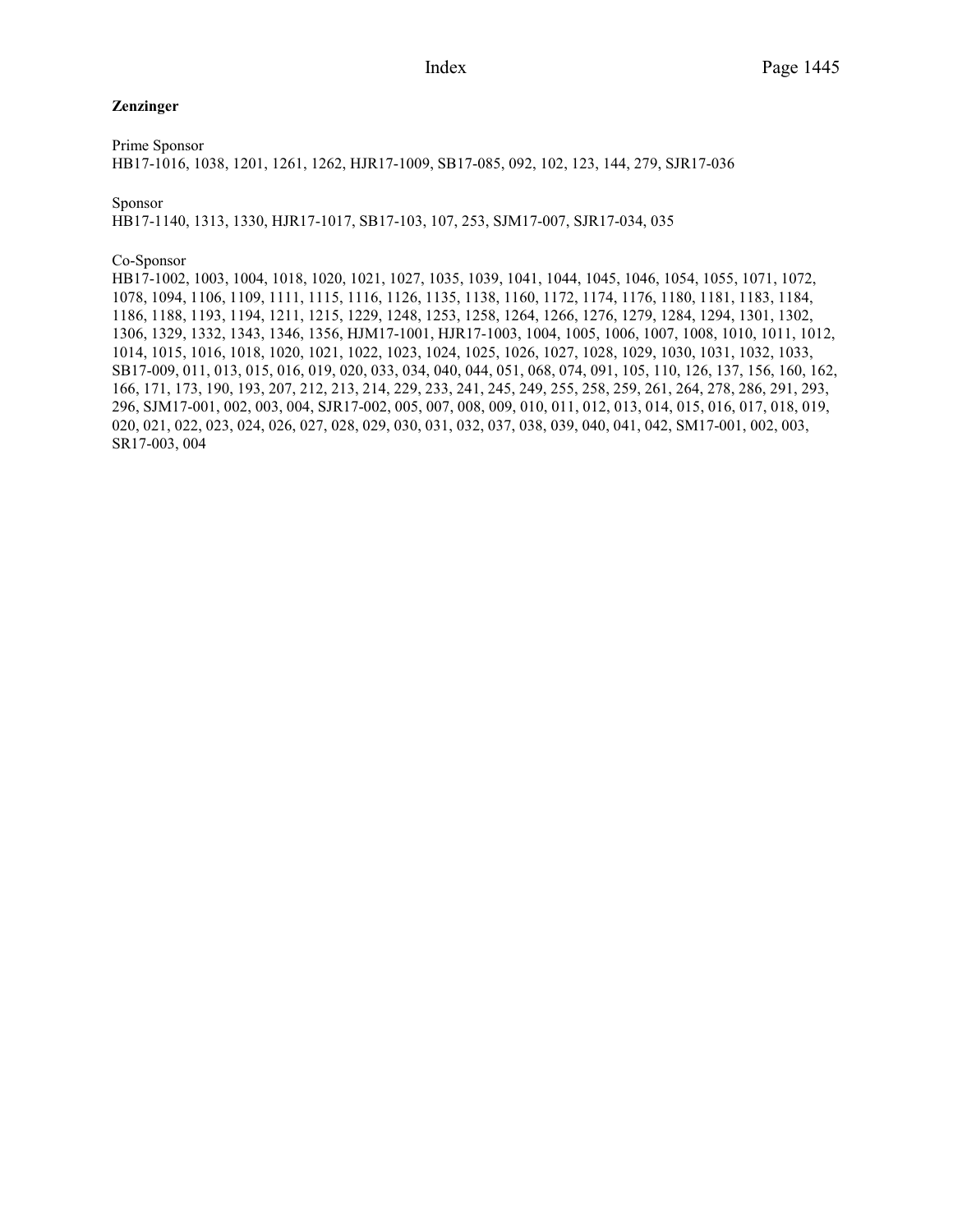**Zenzinger**

Prime Sponsor
HB17-1016, 1038, 1201, 1261, 1262, HJR17-1009, SB17-085, 092, 102, 123, 144, 279, SJR17-036

Sponsor
HB17-1140, 1313, 1330, HJR17-1017, SB17-103, 107, 253, SJM17-007, SJR17-034, 035

Co-Sponsor
HB17-1002, 1003, 1004, 1018, 1020, 1021, 1027, 1035, 1039, 1041, 1044, 1045, 1046, 1054, 1055, 1071, 1072, 1078, 1094, 1106, 1109, 1111, 1115, 1116, 1126, 1135, 1138, 1160, 1172, 1174, 1176, 1180, 1181, 1183, 1184, 1186, 1188, 1193, 1194, 1211, 1215, 1229, 1248, 1253, 1258, 1264, 1266, 1276, 1279, 1284, 1294, 1301, 1302, 1306, 1329, 1332, 1343, 1346, 1356, HJM17-1001, HJR17-1003, 1004, 1005, 1006, 1007, 1008, 1010, 1011, 1012, 1014, 1015, 1016, 1018, 1020, 1021, 1022, 1023, 1024, 1025, 1026, 1027, 1028, 1029, 1030, 1031, 1032, 1033, SB17-009, 011, 013, 015, 016, 019, 020, 033, 034, 040, 044, 051, 068, 074, 091, 105, 110, 126, 137, 156, 160, 162, 166, 171, 173, 190, 193, 207, 212, 213, 214, 229, 233, 241, 245, 249, 255, 258, 259, 261, 264, 278, 286, 291, 293, 296, SJM17-001, 002, 003, 004, SJR17-002, 005, 007, 008, 009, 010, 011, 012, 013, 014, 015, 016, 017, 018, 019, 020, 021, 022, 023, 024, 026, 027, 028, 029, 030, 031, 032, 037, 038, 039, 040, 041, 042, SM17-001, 002, 003, SR17-003, 004